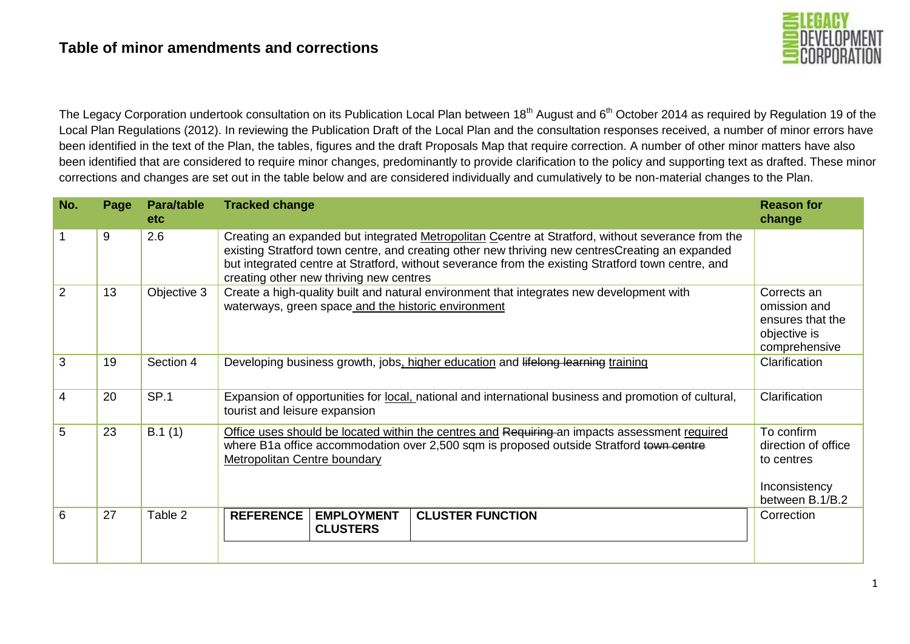# Table of minor amendments and corrections

The Legacy Corporation undertook consultation on its Publication Local Plan between 18th August and 6th October 2014 as required by Regulation 19 of the Local Plan Regulations (2012). In reviewing the Publication Draft of the Local Plan and the consultation responses received, a number of minor errors have been identified in the text of the Plan, the tables, figures and the draft Proposals Map that require correction. A number of other minor matters have also been identified that are considered to require minor changes, predominantly to provide clarification to the policy and supporting text as drafted. These minor corrections and changes are set out in the table below and are considered individually and cumulatively to be non-material changes to the Plan.

| No. | Page | Para/table etc | Tracked change | Reason for change |
|---|---|---|---|---|
| 1 | 9 | 2.6 | Creating an expanded but integrated <u>Metropolitan</u> <u>C</u>~~c~~entre at Stratford, without severance from the existing Stratford town centre, and creating other new thriving new centresCreating an expanded but integrated centre at Stratford, without severance from the existing Stratford town centre, and creating other new thriving new centres | |
| 2 | 13 | Objective 3 | Create a high-quality built and natural environment that integrates new development with waterways, green space<u> and the historic environment</u> | Corrects an omission and ensures that the objective is comprehensive |
| 3 | 19 | Section 4 | Developing business growth, jobs<u>, higher education</u> and ~~lifelong learning~~ <u>training</u> | Clarification |
| 4 | 20 | SP.1 | Expansion of opportunities for <u>local,</u> national and international business and promotion of cultural, tourist and leisure expansion | Clarification |
| 5 | 23 | B.1 (1) | <u>Office uses should be located within the centres and</u> ~~Requiring~~ an impacts assessment <u>required</u> where B1a office accommodation over 2,500 sqm is proposed outside Stratford ~~town centre~~ <u>Metropolitan Centre boundary</u> | To confirm direction of office to centres<br><br>Inconsistency between B.1/B.2 |
| 6 | 27 | Table 2 | **REFERENCE** \| **EMPLOYMENT CLUSTERS** \| **CLUSTER FUNCTION** | Correction |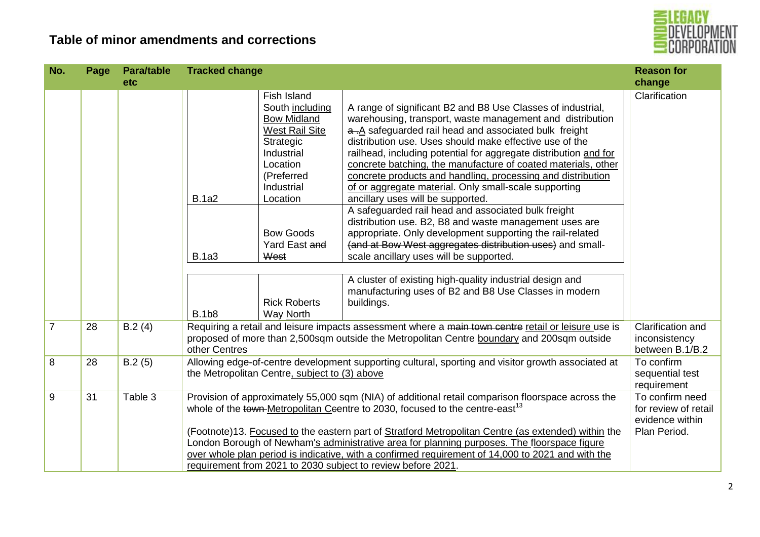## Table of minor amendments and corrections

| No. | Page | Para/table etc | Tracked change | Reason for change |
|---|---|---|---|---|
| | | | B.1a2 — Fish Island South <u>including Bow Midland West Rail Site</u> Strategic Industrial Location (Preferred Industrial Location — A range of significant B2 and B8 Use Classes of industrial, warehousing, transport, waste management and distribution ~~a~~ .<u>A</u> safeguarded rail head and associated bulk freight distribution use. Uses should make effective use of the railhead, including potential for aggregate distribution <u>and for concrete batching, the manufacture of coated materials, other concrete products and handling, processing and distribution of or aggregate material</u>. Only small-scale supporting ancillary uses will be supported.<br><br>B.1a3 — Bow Goods Yard East ~~and West~~ — A safeguarded rail head and associated bulk freight distribution use. B2, B8 and waste management uses are appropriate. Only development supporting the rail-related ~~(and at Bow West aggregates distribution uses)~~ and small-scale ancillary uses will be supported.<br><br>B.1b8 — Rick Roberts Way <u>North</u> — A cluster of existing high-quality industrial design and manufacturing uses of B2 and B8 Use Classes in modern buildings. | Clarification |
| 7 | 28 | B.2 (4) | Requiring a retail and leisure impacts assessment where a ~~main town centre~~ <u>retail or leisure</u> use is proposed of more than 2,500sqm outside the Metropolitan Centre <u>boundary</u> and 200sqm outside other Centres | Clarification and inconsistency between B.1/B.2 |
| 8 | 28 | B.2 (5) | Allowing edge-of-centre development supporting cultural, sporting and visitor growth associated at the Metropolitan Centre<u>, subject to (3) above</u> | To confirm sequential test requirement |
| 9 | 31 | Table 3 | Provision of approximately 55,000 sqm (NIA) of additional retail comparison floorspace across the whole of the ~~town~~ <u>Metropolitan C</u>~~c~~entre to 2030, focused to the centre-east[13]<br><br>(Footnote)13. <u>Focused to</u> the eastern part of <u>Stratford Metropolitan Centre (as extended) within</u> the London Borough of Newham<u>'s administrative area for planning purposes. The floorspace figure over whole plan period is indicative, with a confirmed requirement of 14,000 to 2021 and with the requirement from 2021 to 2030 subject to review before 2021</u>. | To confirm need for review of retail evidence within Plan Period. |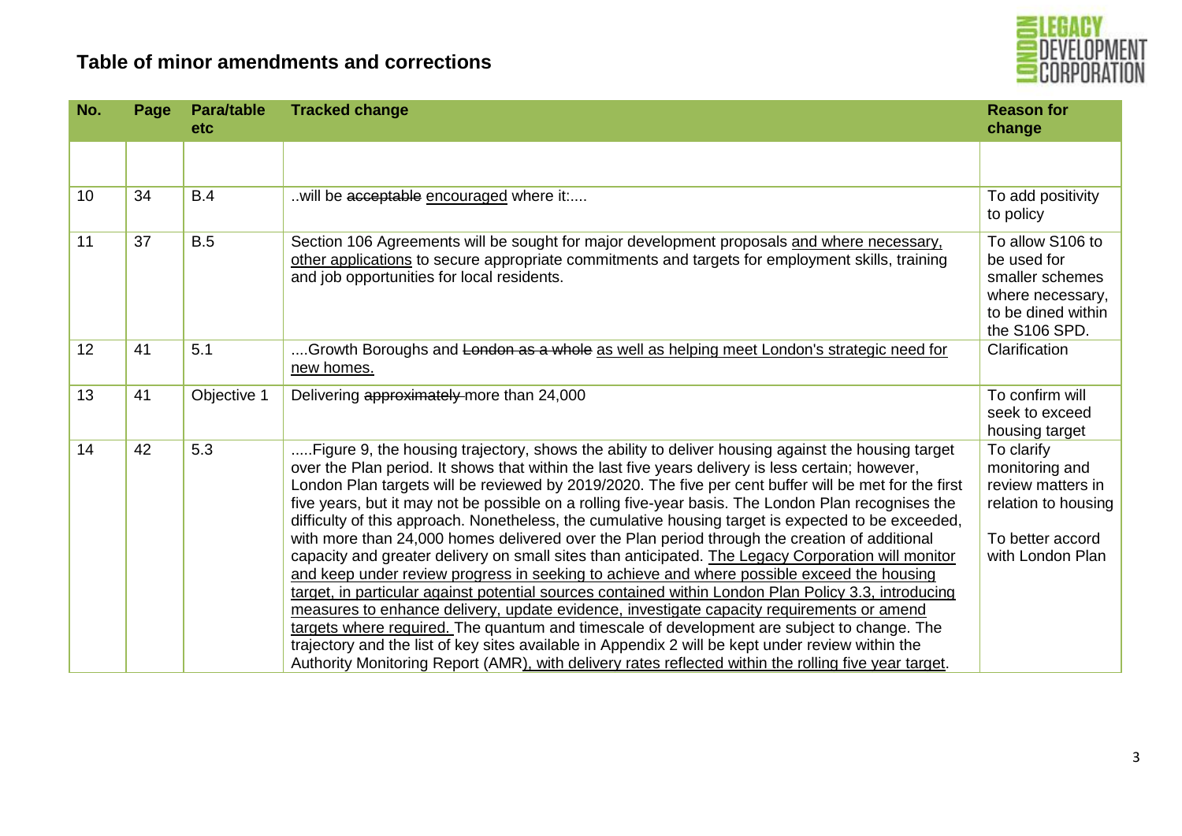## Table of minor amendments and corrections

| No. | Page | Para/table etc | Tracked change | Reason for change |
|---|---|---|---|---|
| | | | | |
| 10 | 34 | B.4 | ..will be ~~acceptable~~ <u>encouraged</u> where it:.... | To add positivity to policy |
| 11 | 37 | B.5 | Section 106 Agreements will be sought for major development proposals <u>and where necessary, other applications</u> to secure appropriate commitments and targets for employment skills, training and job opportunities for local residents. | To allow S106 to be used for smaller schemes where necessary, to be dined within the S106 SPD. |
| 12 | 41 | 5.1 | ....Growth Boroughs and ~~London as a whole~~ <u>as well as helping meet London's strategic need for new homes.</u> | Clarification |
| 13 | 41 | Objective 1 | Delivering ~~approximately~~ more than 24,000 | To confirm will seek to exceed housing target |
| 14 | 42 | 5.3 | .....Figure 9, the housing trajectory, shows the ability to deliver housing against the housing target over the Plan period. It shows that within the last five years delivery is less certain; however, London Plan targets will be reviewed by 2019/2020. The five per cent buffer will be met for the first five years, but it may not be possible on a rolling five-year basis. The London Plan recognises the difficulty of this approach. Nonetheless, the cumulative housing target is expected to be exceeded, with more than 24,000 homes delivered over the Plan period through the creation of additional capacity and greater delivery on small sites than anticipated. <u>The Legacy Corporation will monitor and keep under review progress in seeking to achieve and where possible exceed the housing target, in particular against potential sources contained within London Plan Policy 3.3, introducing measures to enhance delivery, update evidence, investigate capacity requirements or amend targets where required.</u> The quantum and timescale of development are subject to change. The trajectory and the list of key sites available in Appendix 2 will be kept under review within the Authority Monitoring Report (AMR)<u>, with delivery rates reflected within the rolling five year target</u>. | To clarify monitoring and review matters in relation to housing<br><br>To better accord with London Plan |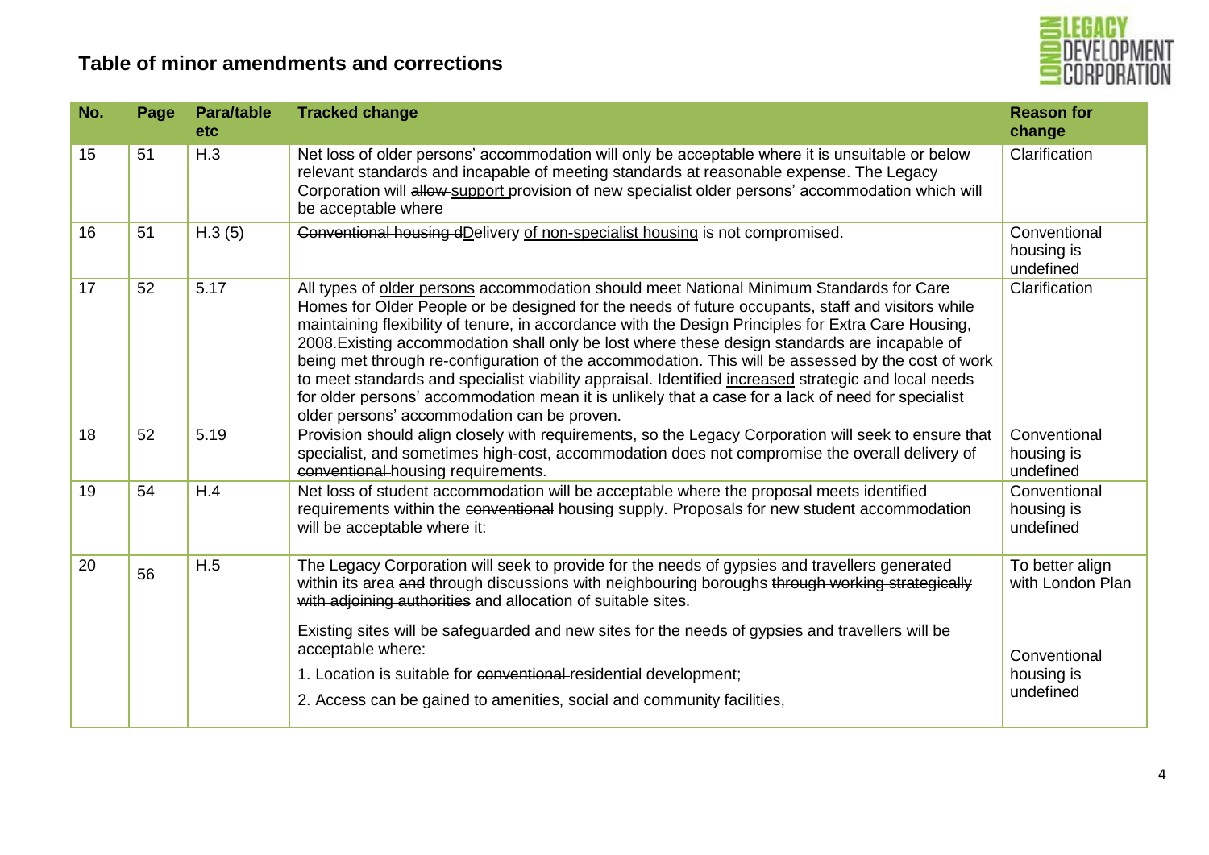## Table of minor amendments and corrections

| No. | Page | Para/table etc | Tracked change | Reason for change |
|---|---|---|---|---|
| 15 | 51 | H.3 | Net loss of older persons' accommodation will only be acceptable where it is unsuitable or below relevant standards and incapable of meeting standards at reasonable expense. The Legacy Corporation will ~~allow~~ <u>support</u> provision of new specialist older persons' accommodation which will be acceptable where | Clarification |
| 16 | 51 | H.3 (5) | ~~Conventional housing d~~<u>D</u>elivery <u>of non-specialist housing</u> is not compromised. | Conventional housing is undefined |
| 17 | 52 | 5.17 | All types of <u>older persons</u> accommodation should meet National Minimum Standards for Care Homes for Older People or be designed for the needs of future occupants, staff and visitors while maintaining flexibility of tenure, in accordance with the Design Principles for Extra Care Housing, 2008.Existing accommodation shall only be lost where these design standards are incapable of being met through re-configuration of the accommodation. This will be assessed by the cost of work to meet standards and specialist viability appraisal. Identified <u>increased</u> strategic and local needs for older persons' accommodation mean it is unlikely that a case for a lack of need for specialist older persons' accommodation can be proven. | Clarification |
| 18 | 52 | 5.19 | Provision should align closely with requirements, so the Legacy Corporation will seek to ensure that specialist, and sometimes high-cost, accommodation does not compromise the overall delivery of ~~conventional~~ housing requirements. | Conventional housing is undefined |
| 19 | 54 | H.4 | Net loss of student accommodation will be acceptable where the proposal meets identified requirements within the ~~conventional~~ housing supply. Proposals for new student accommodation will be acceptable where it: | Conventional housing is undefined |
| 20 | 56 | H.5 | The Legacy Corporation will seek to provide for the needs of gypsies and travellers generated within its area ~~and~~ through discussions with neighbouring boroughs ~~through working strategically with adjoining authorities~~ and allocation of suitable sites.<br><br>Existing sites will be safeguarded and new sites for the needs of gypsies and travellers will be acceptable where:<br><br>1. Location is suitable for ~~conventional~~ residential development;<br><br>2. Access can be gained to amenities, social and community facilities, | To better align with London Plan<br><br>Conventional housing is undefined |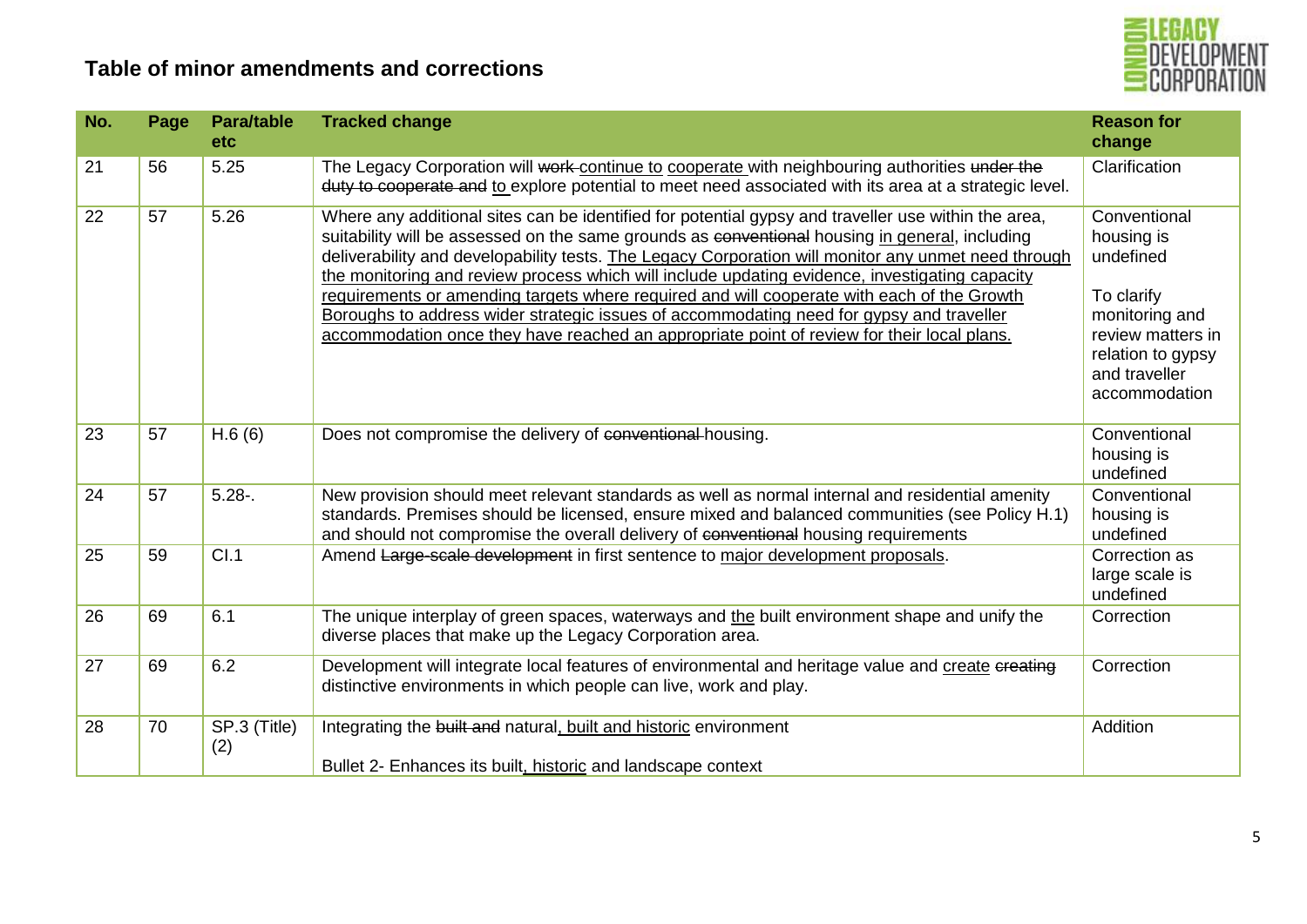## Table of minor amendments and corrections

| No. | Page | Para/table etc | Tracked change | Reason for change |
|---|---|---|---|---|
| 21 | 56 | 5.25 | The Legacy Corporation will ~~work~~ <u>continue to</u> <u>cooperate</u> with neighbouring authorities ~~under the duty to cooperate and~~ <u>to</u> explore potential to meet need associated with its area at a strategic level. | Clarification |
| 22 | 57 | 5.26 | Where any additional sites can be identified for potential gypsy and traveller use within the area, suitability will be assessed on the same grounds as ~~conventional~~ housing <u>in general</u>, including deliverability and developability tests. <u>The Legacy Corporation will monitor any unmet need through the monitoring and review process which will include updating evidence, investigating capacity requirements or amending targets where required and will cooperate with each of the Growth Boroughs to address wider strategic issues of accommodating need for gypsy and traveller accommodation once they have reached an appropriate point of review for their local plans.</u> | Conventional housing is undefined<br><br>To clarify monitoring and review matters in relation to gypsy and traveller accommodation |
| 23 | 57 | H.6 (6) | Does not compromise the delivery of ~~conventional~~ housing. | Conventional housing is undefined |
| 24 | 57 | 5.28-. | New provision should meet relevant standards as well as normal internal and residential amenity standards. Premises should be licensed, ensure mixed and balanced communities (see Policy H.1) and should not compromise the overall delivery of ~~conventional~~ housing requirements | Conventional housing is undefined |
| 25 | 59 | CI.1 | Amend ~~Large-scale development~~ in first sentence to <u>major development proposals</u>. | Correction as large scale is undefined |
| 26 | 69 | 6.1 | The unique interplay of green spaces, waterways and <u>the</u> built environment shape and unify the diverse places that make up the Legacy Corporation area. | Correction |
| 27 | 69 | 6.2 | Development will integrate local features of environmental and heritage value and <u>create</u> ~~creating~~ distinctive environments in which people can live, work and play. | Correction |
| 28 | 70 | SP.3 (Title) (2) | Integrating the ~~built and~~ natural<u>, built and historic</u> environment<br><br>Bullet 2- Enhances its built<u>, historic</u> and landscape context | Addition |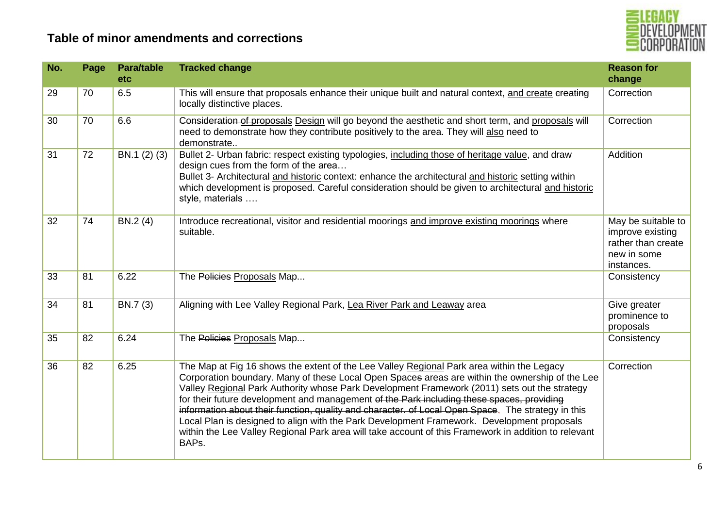## Table of minor amendments and corrections

| No. | Page | Para/table etc | Tracked change | Reason for change |
|---|---|---|---|---|
| 29 | 70 | 6.5 | This will ensure that proposals enhance their unique built and natural context, <u>and create</u> ~~creating~~ locally distinctive places. | Correction |
| 30 | 70 | 6.6 | ~~Consideration of proposals~~ <u>Design</u> will go beyond the aesthetic and short term, and <u>proposals</u> will need to demonstrate how they contribute positively to the area. They will <u>also</u> need to demonstrate.. | Correction |
| 31 | 72 | BN.1 (2) (3) | Bullet 2- Urban fabric: respect existing typologies, <u>including those of heritage value</u>, and draw design cues from the form of the area…<br>Bullet 3- Architectural <u>and historic</u> context: enhance the architectural <u>and historic</u> setting within which development is proposed. Careful consideration should be given to architectural <u>and historic</u> style, materials …. | Addition |
| 32 | 74 | BN.2 (4) | Introduce recreational, visitor and residential moorings <u>and improve existing moorings</u> where suitable. | May be suitable to improve existing rather than create new in some instances. |
| 33 | 81 | 6.22 | The ~~Policies~~ <u>Proposals</u> Map... | Consistency |
| 34 | 81 | BN.7 (3) | Aligning with Lee Valley Regional Park, <u>Lea River Park and Leaway</u> area | Give greater prominence to proposals |
| 35 | 82 | 6.24 | The ~~Policies~~ <u>Proposals</u> Map... | Consistency |
| 36 | 82 | 6.25 | The Map at Fig 16 shows the extent of the Lee Valley <u>Regional</u> Park area within the Legacy Corporation boundary. Many of these Local Open Space~~s~~ areas are within the ownership of the Lee Valley <u>Regional</u> Park Authority whose Park Development Framework (2011) sets out the strategy for their future development and management ~~of the Park including these spaces, providing information about their function, quality and character. of Local Open Space~~. The strategy in this Local Plan is designed to align with the Park Development Framework. Development proposals within the Lee Valley Regional Park area will take account of this Framework in addition to relevant BAPs. | Correction |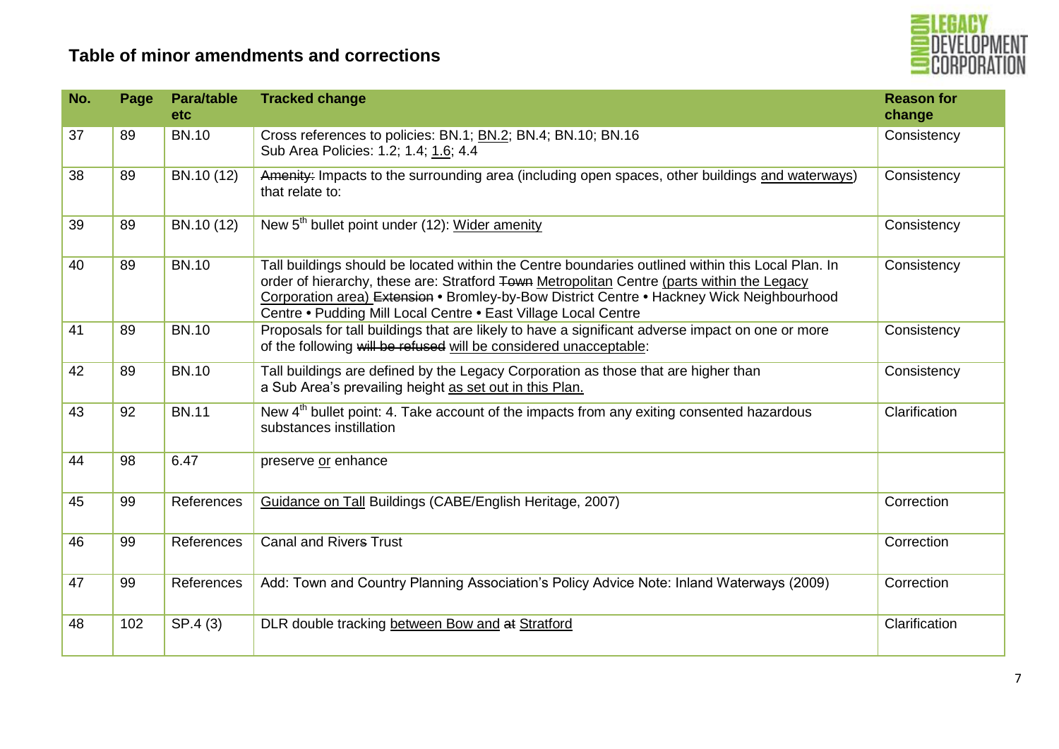## Table of minor amendments and corrections

| No. | Page | Para/table etc | Tracked change | Reason for change |
|---|---|---|---|---|
| 37 | 89 | BN.10 | Cross references to policies: BN.1; <u>BN.2</u>; BN.4; BN.10; BN.16<br>Sub Area Policies: 1.2; 1.4; <u>1.6</u>; 4.4 | Consistency |
| 38 | 89 | BN.10 (12) | ~~Amenity:~~ Impacts to the surrounding area (including open spaces, other buildings <u>and waterways</u>) that relate to: | Consistency |
| 39 | 89 | BN.10 (12) | New 5th bullet point under (12): <u>Wider amenity</u> | Consistency |
| 40 | 89 | BN.10 | Tall buildings should be located within the Centre boundaries outlined within this Local Plan. In order of hierarchy, these are: Stratford ~~Town~~ <u>Metropolitan</u> Centre <u>(parts within the Legacy Corporation area)</u> ~~Extension~~ • Bromley-by-Bow District Centre • Hackney Wick Neighbourhood Centre • Pudding Mill Local Centre • East Village Local Centre | Consistency |
| 41 | 89 | BN.10 | Proposals for tall buildings that are likely to have a significant adverse impact on one or more of the following ~~will be refused~~ <u>will be considered unacceptable</u>: | Consistency |
| 42 | 89 | BN.10 | Tall buildings are defined by the Legacy Corporation as those that are higher than a Sub Area's prevailing height <u>as set out in this Plan.</u> | Consistency |
| 43 | 92 | BN.11 | New 4th bullet point: 4. Take account of the impacts from any exiting consented hazardous substances instillation | Clarification |
| 44 | 98 | 6.47 | preserve <u>or</u> enhance | |
| 45 | 99 | References | <u>Guidance on Tall</u> Buildings (CABE/English Heritage, 2007) | Correction |
| 46 | 99 | References | Canal and River~~s~~ Trust | Correction |
| 47 | 99 | References | Add: Town and Country Planning Association's Policy Advice Note: Inland Waterways (2009) | Correction |
| 48 | 102 | SP.4 (3) | DLR double tracking <u>between Bow and</u> ~~at~~ <u>Stratford</u> | Clarification |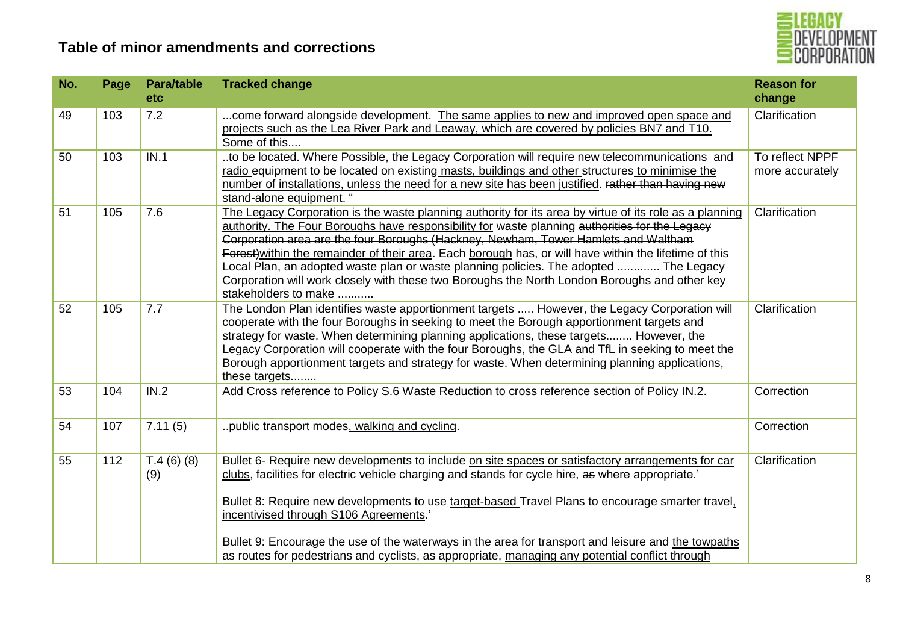## Table of minor amendments and corrections

| No. | Page | Para/table etc | Tracked change | Reason for change |
|---|---|---|---|---|
| 49 | 103 | 7.2 | ...come forward alongside development. <u>The same applies to new and improved open space and projects such as the Lea River Park and Leaway, which are covered by policies BN7 and T10.</u> Some of this.... | Clarification |
| 50 | 103 | IN.1 | ..to be located. Where Possible, the Legacy Corporation will require new telecommunications <u>and radio</u> equipment to be located on existing <u>masts, buildings and other</u> structures <u>to minimise the number of installations, unless the need for a new site has been justified</u>. ~~rather than having new stand-alone equipment~~. " | To reflect NPPF more accurately |
| 51 | 105 | 7.6 | <u>The Legacy Corporation is the waste planning authority for its area by virtue of its role as a planning authority. The Four Boroughs have responsibility for</u> waste planning ~~authorities for the Legacy Corporation area are the four Boroughs (Hackney, Newham, Tower Hamlets and Waltham Forest)~~<u>within the remainder of their area</u>. Each <u>borough</u> has, or will have within the lifetime of this Local Plan, an adopted waste plan or waste planning policies. The adopted ............ The Legacy Corporation will work closely with these two Boroughs the North London Boroughs and other key stakeholders to make ........... | Clarification |
| 52 | 105 | 7.7 | The London Plan identifies waste apportionment targets ..... However, the Legacy Corporation will cooperate with the four Boroughs in seeking to meet the Borough apportionment targets and strategy for waste. When determining planning applications, these targets........ However, the Legacy Corporation will cooperate with the four Boroughs, <u>the GLA and TfL</u> in seeking to meet the Borough apportionment targets <u>and strategy for waste</u>. When determining planning applications, these targets........ | Clarification |
| 53 | 104 | IN.2 | Add Cross reference to Policy S.6 Waste Reduction to cross reference section of Policy IN.2. | Correction |
| 54 | 107 | 7.11 (5) | ..public transport modes<u>, walking and cycling</u>. | Correction |
| 55 | 112 | T.4 (6) (8) (9) | Bullet 6- Require new developments to include <u>on site spaces or satisfactory arrangements for car clubs</u>, facilities for electric vehicle charging and stands for cycle hire, ~~as~~ where appropriate.'<br><br>Bullet 8: Require new developments to use <u>target-based</u> Travel Plans to encourage smarter travel<u>, incentivised through S106 Agreements</u>.'<br><br>Bullet 9: Encourage the use of the waterways in the area for transport and leisure and <u>the towpaths</u> as routes for pedestrians and cyclists, as appropriate, <u>managing any potential conflict through</u> | Clarification |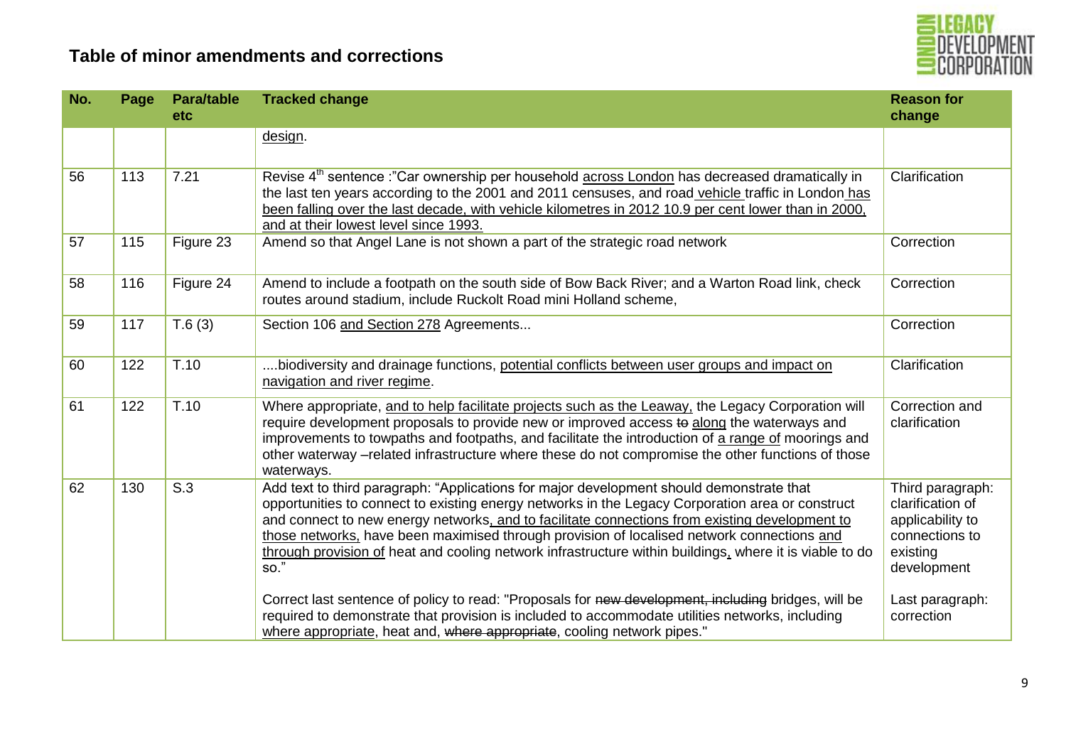## Table of minor amendments and corrections

| No. | Page | Para/table etc | Tracked change | Reason for change |
|---|---|---|---|---|
| | | | design. | |
| 56 | 113 | 7.21 | Revise 4th sentence :"Car ownership per household across London has decreased dramatically in the last ten years according to the 2001 and 2011 censuses, and road vehicle traffic in London has been falling over the last decade, with vehicle kilometres in 2012 10.9 per cent lower than in 2000, and at their lowest level since 1993. | Clarification |
| 57 | 115 | Figure 23 | Amend so that Angel Lane is not shown a part of the strategic road network | Correction |
| 58 | 116 | Figure 24 | Amend to include a footpath on the south side of Bow Back River; and a Warton Road link, check routes around stadium, include Ruckolt Road mini Holland scheme, | Correction |
| 59 | 117 | T.6 (3) | Section 106 and Section 278 Agreements... | Correction |
| 60 | 122 | T.10 | ....biodiversity and drainage functions, potential conflicts between user groups and impact on navigation and river regime. | Clarification |
| 61 | 122 | T.10 | Where appropriate, and to help facilitate projects such as the Leaway, the Legacy Corporation will require development proposals to provide new or improved access ~~to~~ along the waterways and improvements to towpaths and footpaths, and facilitate the introduction of a range of moorings and other waterway –related infrastructure where these do not compromise the other functions of those waterways. | Correction and clarification |
| 62 | 130 | S.3 | Add text to third paragraph: "Applications for major development should demonstrate that opportunities to connect to existing energy networks in the Legacy Corporation area or construct and connect to new energy networks, and to facilitate connections from existing development to those networks, have been maximised through provision of localised network connections and through provision of heat and cooling network infrastructure within buildings, where it is viable to do so."<br><br>Correct last sentence of policy to read: "Proposals for ~~new development, including~~ bridges, will be required to demonstrate that provision is included to accommodate utilities networks, including where appropriate, heat and, ~~where appropriate~~, cooling network pipes." | Third paragraph: clarification of applicability to connections to existing development<br><br>Last paragraph: correction |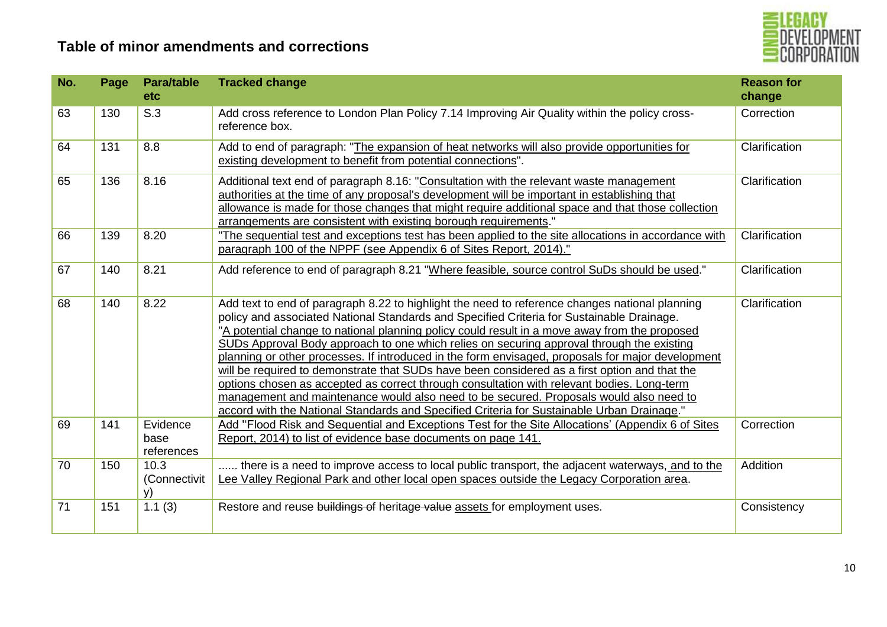# Table of minor amendments and corrections

| No. | Page | Para/table etc | Tracked change | Reason for change |
|---|---|---|---|---|
| 63 | 130 | S.3 | Add cross reference to London Plan Policy 7.14 Improving Air Quality within the policy cross-reference box. | Correction |
| 64 | 131 | 8.8 | Add to end of paragraph: "The expansion of heat networks will also provide opportunities for existing development to benefit from potential connections". | Clarification |
| 65 | 136 | 8.16 | Additional text end of paragraph 8.16: "Consultation with the relevant waste management authorities at the time of any proposal's development will be important in establishing that allowance is made for those changes that might require additional space and that those collection arrangements are consistent with existing borough requirements." | Clarification |
| 66 | 139 | 8.20 | "The sequential test and exceptions test has been applied to the site allocations in accordance with paragraph 100 of the NPPF (see Appendix 6 of Sites Report, 2014)." | Clarification |
| 67 | 140 | 8.21 | Add reference to end of paragraph 8.21 "Where feasible, source control SuDs should be used." | Clarification |
| 68 | 140 | 8.22 | Add text to end of paragraph 8.22 to highlight the need to reference changes national planning policy and associated National Standards and Specified Criteria for Sustainable Drainage. "A potential change to national planning policy could result in a move away from the proposed SUDs Approval Body approach to one which relies on securing approval through the existing planning or other processes. If introduced in the form envisaged, proposals for major development will be required to demonstrate that SUDs have been considered as a first option and that the options chosen as accepted as correct through consultation with relevant bodies. Long-term management and maintenance would also need to be secured. Proposals would also need to accord with the National Standards and Specified Criteria for Sustainable Urban Drainage." | Clarification |
| 69 | 141 | Evidence base references | Add "Flood Risk and Sequential and Exceptions Test for the Site Allocations' (Appendix 6 of Sites Report, 2014) to list of evidence base documents on page 141. | Correction |
| 70 | 150 | 10.3 (Connectivity) | ...... there is a need to improve access to local public transport, the adjacent waterways, and to the Lee Valley Regional Park and other local open spaces outside the Legacy Corporation area. | Addition |
| 71 | 151 | 1.1 (3) | Restore and reuse ~~buildings of~~ heritage ~~value~~ assets for employment uses. | Consistency |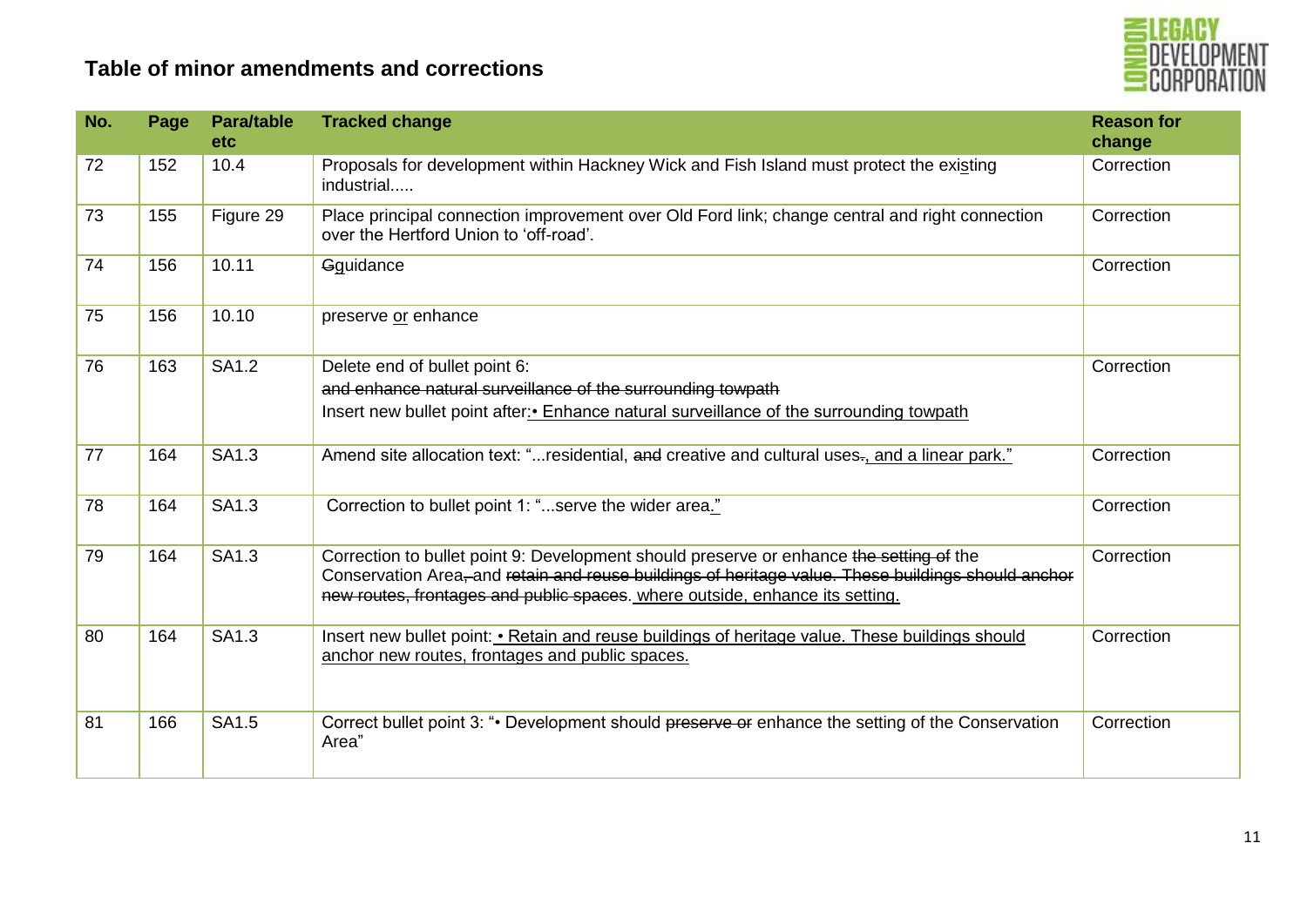# Table of minor amendments and corrections

| No. | Page | Para/table etc | Tracked change | Reason for change |
|---|---|---|---|---|
| 72 | 152 | 10.4 | Proposals for development within Hackney Wick and Fish Island must protect the existing industrial..... | Correction |
| 73 | 155 | Figure 29 | Place principal connection improvement over Old Ford link; change central and right connection over the Hertford Union to 'off-road'. | Correction |
| 74 | 156 | 10.11 | ~~G~~guidance | Correction |
| 75 | 156 | 10.10 | preserve or enhance | |
| 76 | 163 | SA1.2 | Delete end of bullet point 6: ~~and enhance natural surveillance of the surrounding towpath~~ Insert new bullet point after: • Enhance natural surveillance of the surrounding towpath | Correction |
| 77 | 164 | SA1.3 | Amend site allocation text: "...residential, ~~and~~ creative and cultural uses~~.~~, and a linear park." | Correction |
| 78 | 164 | SA1.3 | Correction to bullet point 1: "...serve the wider area." | Correction |
| 79 | 164 | SA1.3 | Correction to bullet point 9: Development should preserve or enhance ~~the setting of~~ the Conservation Area~~, and retain and reuse buildings of heritage value. These buildings should anchor new routes, frontages and public spaces~~. where outside, enhance its setting. | Correction |
| 80 | 164 | SA1.3 | Insert new bullet point: • Retain and reuse buildings of heritage value. These buildings should anchor new routes, frontages and public spaces. | Correction |
| 81 | 166 | SA1.5 | Correct bullet point 3: "• Development should ~~preserve or~~ enhance the setting of the Conservation Area" | Correction |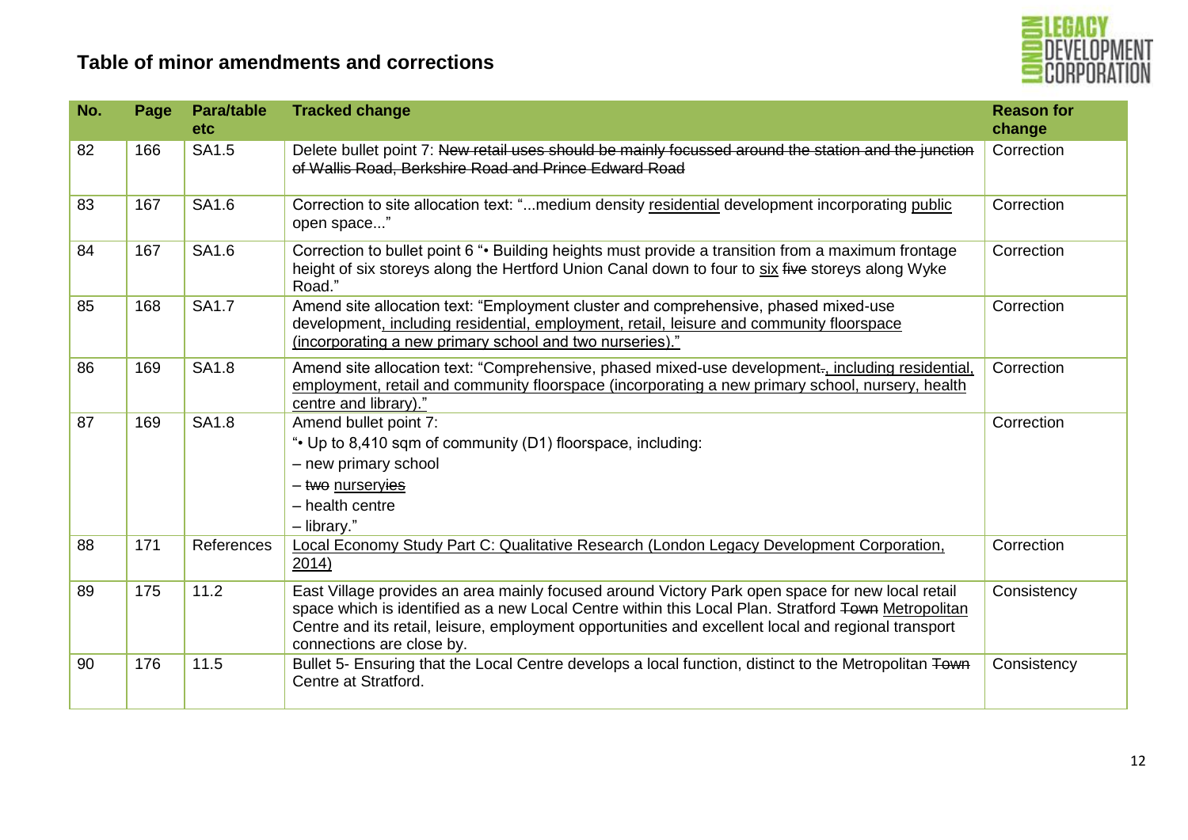## Table of minor amendments and corrections

| No. | Page | Para/table etc | Tracked change | Reason for change |
|---|---|---|---|---|
| 82 | 166 | SA1.5 | Delete bullet point 7: ~~New retail uses should be mainly focussed around the station and the junction of Wallis Road, Berkshire Road and Prince Edward Road~~ | Correction |
| 83 | 167 | SA1.6 | Correction to site allocation text: "...medium density <u>residential</u> development incorporating <u>public</u> open space..." | Correction |
| 84 | 167 | SA1.6 | Correction to bullet point 6 "• Building heights must provide a transition from a maximum frontage height of six storeys along the Hertford Union Canal down to four to <u>six</u> ~~five~~ storeys along Wyke Road." | Correction |
| 85 | 168 | SA1.7 | Amend site allocation text: "Employment cluster and comprehensive, phased mixed-use development<u>, including residential, employment, retail, leisure and community floorspace (incorporating a new primary school and two nurseries).</u>" | Correction |
| 86 | 169 | SA1.8 | Amend site allocation text: "Comprehensive, phased mixed-use development~~.~~<u>, including residential, employment, retail and community floorspace (incorporating a new primary school, nursery, health centre and library).</u>" | Correction |
| 87 | 169 | SA1.8 | Amend bullet point 7:<br>"• Up to 8,410 sqm of community (D1) floorspace, including:<br>– new primary school<br>– ~~two~~ <u>nursery</u>~~ies~~<br>– health centre<br>– library." | Correction |
| 88 | 171 | References | <u>Local Economy Study Part C: Qualitative Research (London Legacy Development Corporation, 2014)</u> | Correction |
| 89 | 175 | 11.2 | East Village provides an area mainly focused around Victory Park open space for new local retail space which is identified as a new Local Centre within this Local Plan. Stratford ~~Town~~ <u>Metropolitan</u> Centre and its retail, leisure, employment opportunities and excellent local and regional transport connections are close by. | Consistency |
| 90 | 176 | 11.5 | Bullet 5- Ensuring that the Local Centre develops a local function, distinct to the Metropolitan ~~Town~~ Centre at Stratford. | Consistency |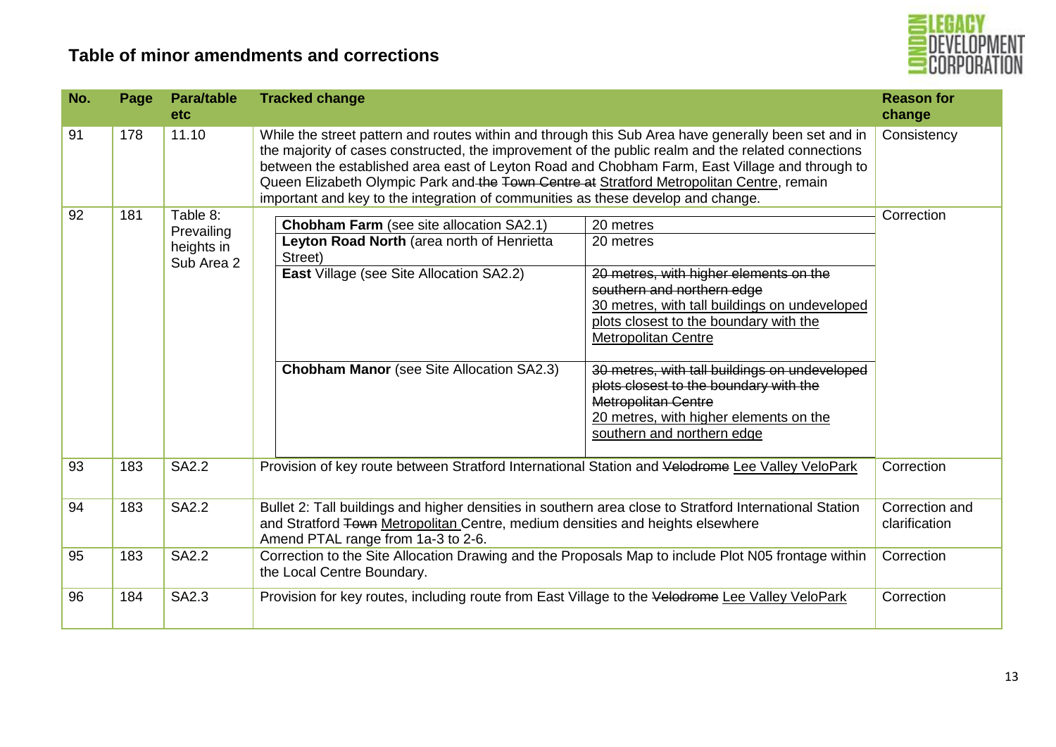## Table of minor amendments and corrections

| No. | Page | Para/table etc | Tracked change | Reason for change |
|---|---|---|---|---|
| 91 | 178 | 11.10 | While the street pattern and routes within and through this Sub Area have generally been set and in the majority of cases constructed, the improvement of the public realm and the related connections between the established area east of Leyton Road and Chobham Farm, East Village and through to Queen Elizabeth Olympic Park and ~~the Town Centre at~~ <u>Stratford Metropolitan Centre</u>, remain important and key to the integration of communities as these develop and change. | Consistency |
| 92 | 181 | Table 8: Prevailing heights in Sub Area 2 | **Chobham Farm** (see site allocation SA2.1) — 20 metres<br>**Leyton Road North** (area north of Henrietta Street) — 20 metres<br>**East** Village (see Site Allocation SA2.2) — ~~20 metres, with higher elements on the southern and northern edge~~ <u>30 metres, with tall buildings on undeveloped plots closest to the boundary with the Metropolitan Centre</u><br>**Chobham Manor** (see Site Allocation SA2.3) — ~~30 metres, with tall buildings on undeveloped plots closest to the boundary with the Metropolitan Centre~~ <u>20 metres, with higher elements on the southern and northern edge</u> | Correction |
| 93 | 183 | SA2.2 | Provision of key route between Stratford International Station and ~~Velodrome~~ <u>Lee Valley VeloPark</u> | Correction |
| 94 | 183 | SA2.2 | Bullet 2: Tall buildings and higher densities in southern area close to Stratford International Station and Stratford ~~Town~~ <u>Metropolitan</u> Centre, medium densities and heights elsewhere<br>Amend PTAL range from 1a-3 to 2-6. | Correction and clarification |
| 95 | 183 | SA2.2 | Correction to the Site Allocation Drawing and the Proposals Map to include Plot N05 frontage within the Local Centre Boundary. | Correction |
| 96 | 184 | SA2.3 | Provision for key routes, including route from East Village to the ~~Velodrome~~ <u>Lee Valley VeloPark</u> | Correction |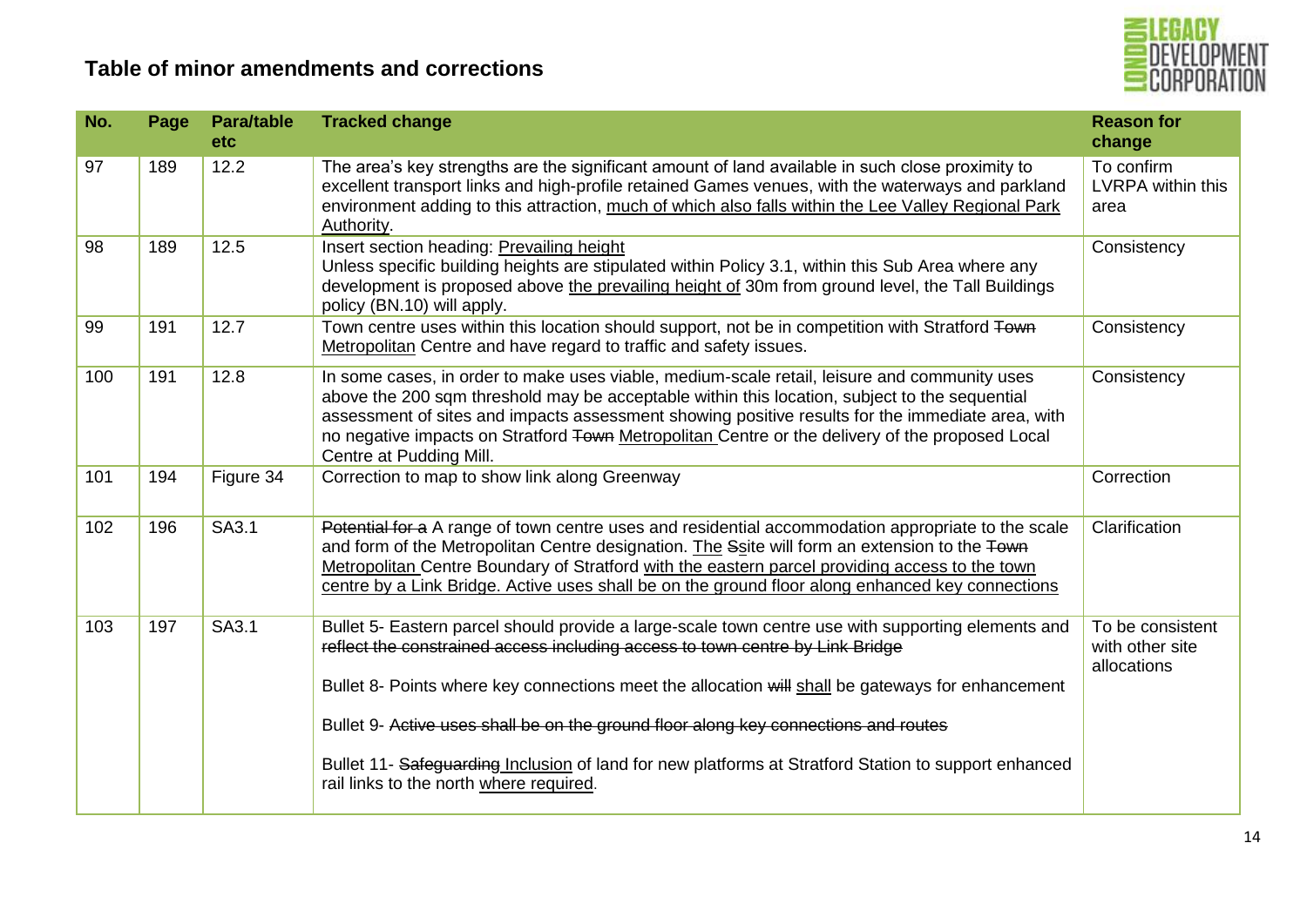# Table of minor amendments and corrections

| No. | Page | Para/table etc | Tracked change | Reason for change |
|---|---|---|---|---|
| 97 | 189 | 12.2 | The area's key strengths are the significant amount of land available in such close proximity to excellent transport links and high-profile retained Games venues, with the waterways and parkland environment adding to this attraction, <u>much of which also falls within the Lee Valley Regional Park Authority</u>. | To confirm LVRPA within this area |
| 98 | 189 | 12.5 | Insert section heading: <u>Prevailing height</u><br>Unless specific building heights are stipulated within Policy 3.1, within this Sub Area where any development is proposed above <u>the prevailing height of</u> 30m from ground level, the Tall Buildings policy (BN.10) will apply. | Consistency |
| 99 | 191 | 12.7 | Town centre uses within this location should support, not be in competition with Stratford ~~Town~~ <u>Metropolitan</u> Centre and have regard to traffic and safety issues. | Consistency |
| 100 | 191 | 12.8 | In some cases, in order to make uses viable, medium-scale retail, leisure and community uses above the 200 sqm threshold may be acceptable within this location, subject to the sequential assessment of sites and impacts assessment showing positive results for the immediate area, with no negative impacts on Stratford ~~Town~~ <u>Metropolitan</u> Centre or the delivery of the proposed Local Centre at Pudding Mill. | Consistency |
| 101 | 194 | Figure 34 | Correction to map to show link along Greenway | Correction |
| 102 | 196 | SA3.1 | ~~Potential for a~~ A range of town centre uses and residential accommodation appropriate to the scale and form of the Metropolitan Centre designation. <u>The</u> ~~S~~<u>s</u>ite will form an extension to the ~~Town~~ <u>Metropolitan</u> Centre Boundary of Stratford <u>with the eastern parcel providing access to the town centre by a Link Bridge. Active uses shall be on the ground floor along enhanced key connections</u> | Clarification |
| 103 | 197 | SA3.1 | Bullet 5- Eastern parcel should provide a large-scale town centre use with supporting elements and ~~reflect the constrained access including access to town centre by Link Bridge~~<br><br>Bullet 8- Points where key connections meet the allocation ~~will~~ <u>shall</u> be gateways for enhancement<br><br>Bullet 9- ~~Active uses shall be on the ground floor along key connections and routes~~<br><br>Bullet 11- ~~Safeguarding~~ <u>Inclusion</u> of land for new platforms at Stratford Station to support enhanced rail links to the north <u>where required</u>. | To be consistent with other site allocations |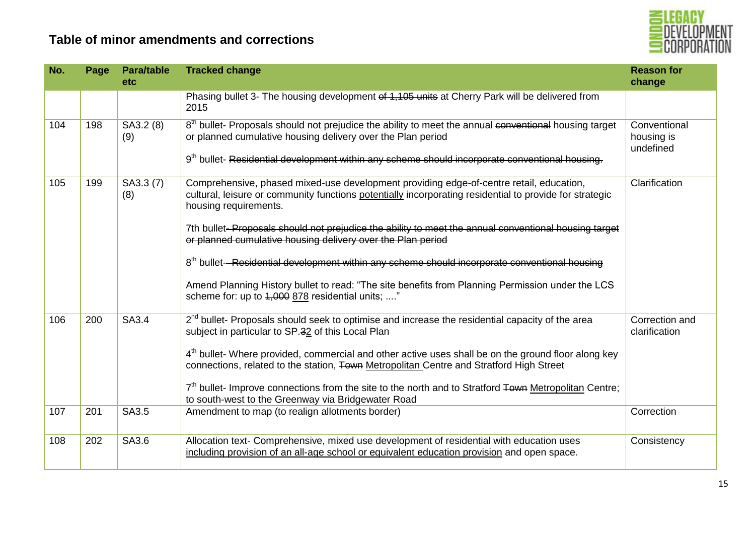## Table of minor amendments and corrections

| No. | Page | Para/table etc | Tracked change | Reason for change |
|---|---|---|---|---|
| | | | Phasing bullet 3- The housing development ~~of 1,105 units~~ at Cherry Park will be delivered from 2015 | |
| 104 | 198 | SA3.2 (8) (9) | 8th bullet- Proposals should not prejudice the ability to meet the annual ~~conventional~~ housing target or planned cumulative housing delivery over the Plan period<br><br>9th bullet- ~~Residential development within any scheme should incorporate conventional housing.~~ | Conventional housing is undefined |
| 105 | 199 | SA3.3 (7) (8) | Comprehensive, phased mixed-use development providing edge-of-centre retail, education, cultural, leisure or community functions <u>potentially</u> incorporating residential to provide for strategic housing requirements.<br><br>7th bullet~~- Proposals should not prejudice the ability to meet the annual conventional housing target or planned cumulative housing delivery over the Plan period~~<br><br>8th bullet~~- Residential development within any scheme should incorporate conventional housing~~<br><br>Amend Planning History bullet to read: "The site benefits from Planning Permission under the LCS scheme for: up to ~~1,000~~ <u>878</u> residential units; ...." | Clarification |
| 106 | 200 | SA3.4 | 2nd bullet- Proposals should seek to optimise and increase the residential capacity of the area subject in particular to SP.~~3~~<u>2</u> of this Local Plan<br><br>4th bullet- Where provided, commercial and other active uses shall be on the ground floor along key connections, related to the station, ~~Town~~ <u>Metropolitan</u> Centre and Stratford High Street<br><br>7th bullet- Improve connections from the site to the north and to Stratford ~~Town~~ <u>Metropolitan</u> Centre; to south-west to the Greenway via Bridgewater Road | Correction and clarification |
| 107 | 201 | SA3.5 | Amendment to map (to realign allotments border) | Correction |
| 108 | 202 | SA3.6 | Allocation text- Comprehensive, mixed use development of residential with education uses <u>including provision of an all-age school or equivalent education provision</u> and open space. | Consistency |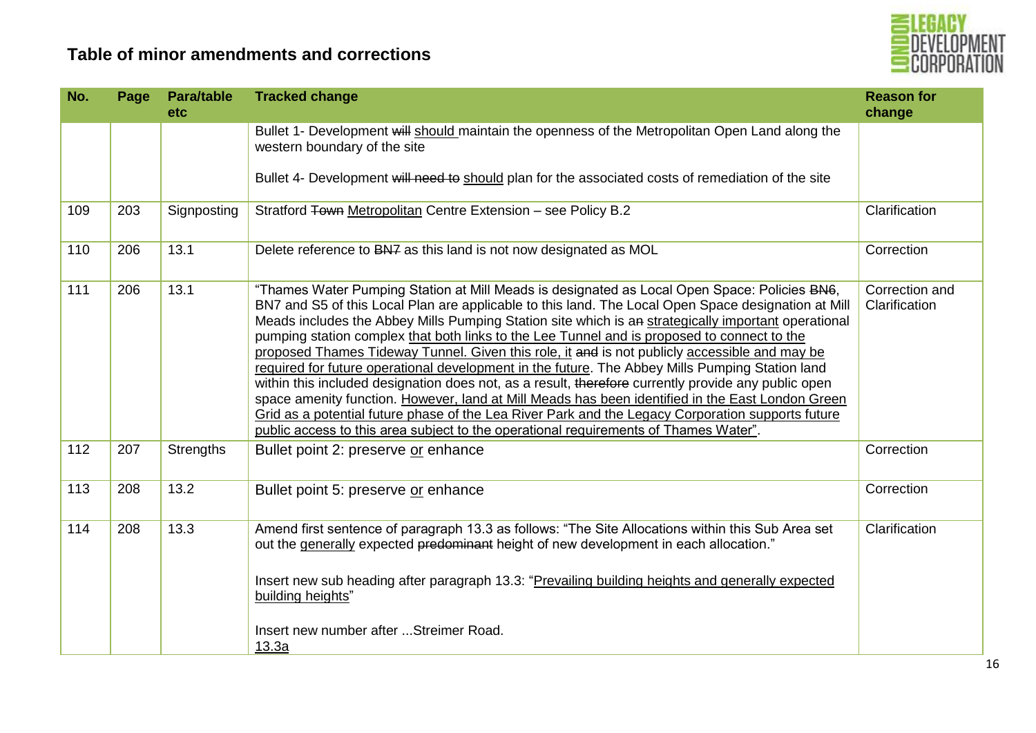## Table of minor amendments and corrections

| No. | Page | Para/table etc | Tracked change | Reason for change |
|---|---|---|---|---|
| | | | Bullet 1- Development ~~will~~ <u>should</u> maintain the openness of the Metropolitan Open Land along the western boundary of the site<br><br>Bullet 4- Development ~~will need to~~ <u>should</u> plan for the associated costs of remediation of the site | |
| 109 | 203 | Signposting | Stratford ~~Town~~ <u>Metropolitan</u> Centre Extension – see Policy B.2 | Clarification |
| 110 | 206 | 13.1 | Delete reference to ~~BN7~~ as this land is not now designated as MOL | Correction |
| 111 | 206 | 13.1 | "Thames Water Pumping Station at Mill Meads is designated as Local Open Space: Policies ~~BN6~~, BN7 and S5 of this Local Plan are applicable to this land. The Local Open Space designation at Mill Meads includes the Abbey Mills Pumping Station site which is a~~n~~ <u>strategically important</u> operational pumping station complex <u>that both links to the Lee Tunnel and is proposed to connect to the proposed Thames Tideway Tunnel. Given this role, it</u> ~~and~~ is not publicly <u>accessible and may be required for future operational development in the future</u>. The Abbey Mills Pumping Station land within this included designation does not, as a result, ~~therefore~~ currently provide any public open space amenity function. <u>However, land at Mill Meads has been identified in the East London Green Grid as a potential future phase of the Lea River Park and the Legacy Corporation supports future public access to this area subject to the operational requirements of Thames Water</u>". | Correction and Clarification |
| 112 | 207 | Strengths | Bullet point 2: preserve <u>or</u> enhance | Correction |
| 113 | 208 | 13.2 | Bullet point 5: preserve <u>or</u> enhance | Correction |
| 114 | 208 | 13.3 | Amend first sentence of paragraph 13.3 as follows: "The Site Allocations within this Sub Area set out the <u>generally</u> expected ~~predominant~~ height of new development in each allocation."<br><br>Insert new sub heading after paragraph 13.3: "<u>Prevailing building heights and generally expected building heights</u>"<br><br>Insert new number after ...Streimer Road.<br><u>13.3a</u> | Clarification |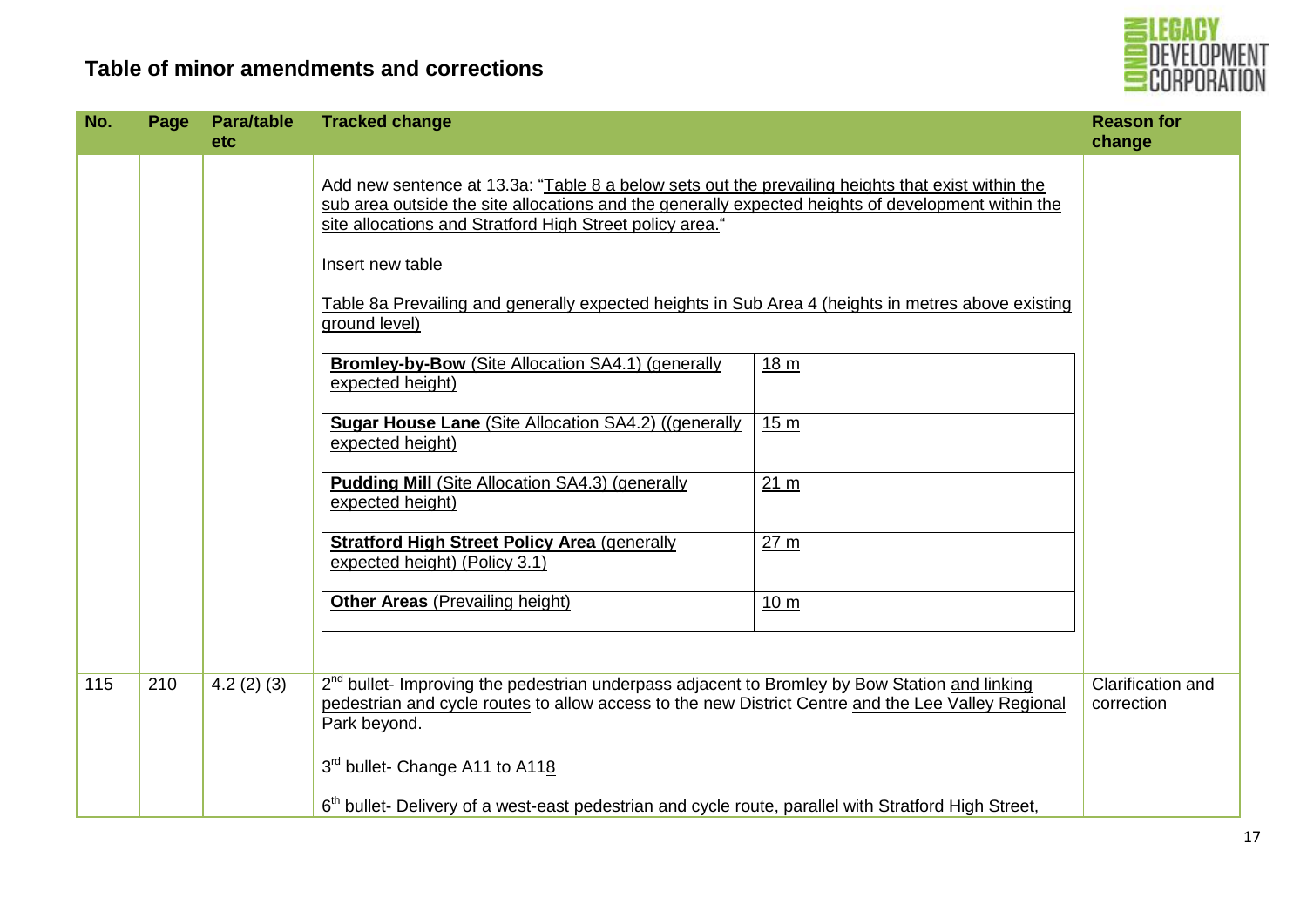## Table of minor amendments and corrections

| No. | Page | Para/table etc | Tracked change | Reason for change |
|---|---|---|---|---|
| | | | Add new sentence at 13.3a: "Table 8 a below sets out the prevailing heights that exist within the sub area outside the site allocations and the generally expected heights of development within the site allocations and Stratford High Street policy area."<br><br>Insert new table<br><br>Table 8a Prevailing and generally expected heights in Sub Area 4 (heights in metres above existing ground level)<br><br>**Bromley-by-Bow** (Site Allocation SA4.1) (generally expected height): 18 m<br>**Sugar House Lane** (Site Allocation SA4.2) ((generally expected height): 15 m<br>**Pudding Mill** (Site Allocation SA4.3) (generally expected height): 21 m<br>**Stratford High Street Policy Area** (generally expected height) (Policy 3.1): 27 m<br>**Other Areas** (Prevailing height): 10 m | |
| 115 | 210 | 4.2 (2) (3) | 2nd bullet- Improving the pedestrian underpass adjacent to Bromley by Bow Station and linking pedestrian and cycle routes to allow access to the new District Centre and the Lee Valley Regional Park beyond.<br><br>3rd bullet- Change A11 to A118<br><br>6th bullet- Delivery of a west-east pedestrian and cycle route, parallel with Stratford High Street, | Clarification and correction |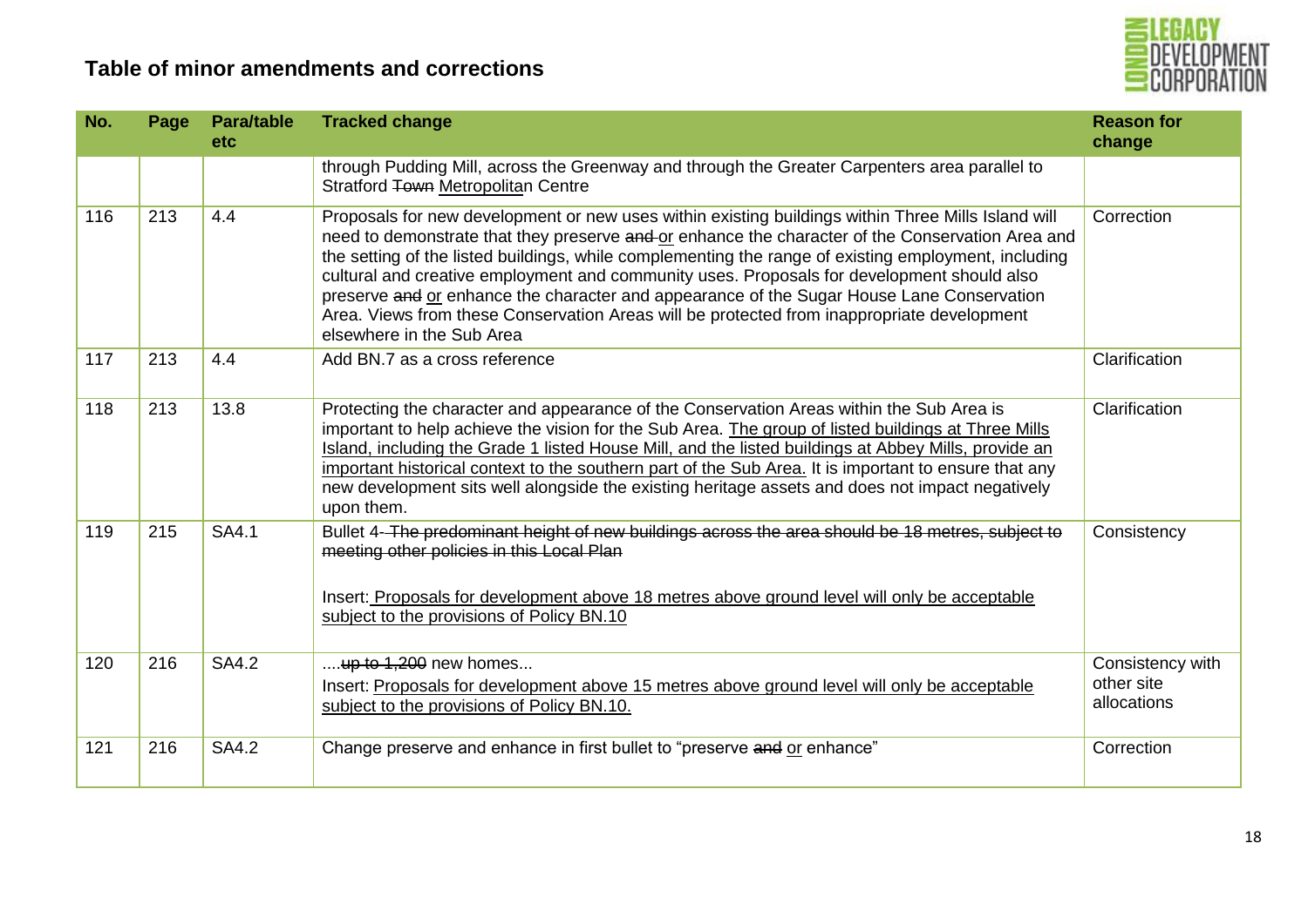## Table of minor amendments and corrections

| No. | Page | Para/table etc | Tracked change | Reason for change |
|---|---|---|---|---|
| | | | through Pudding Mill, across the Greenway and through the Greater Carpenters area parallel to Stratford ~~Town~~ <u>Metropolitan</u> Centre | |
| 116 | 213 | 4.4 | Proposals for new development or new uses within existing buildings within Three Mills Island will need to demonstrate that they preserve ~~and~~ <u>or</u> enhance the character of the Conservation Area and the setting of the listed buildings, while complementing the range of existing employment, including cultural and creative employment and community uses. Proposals for development should also preserve ~~and~~ <u>or</u> enhance the character and appearance of the Sugar House Lane Conservation Area. Views from these Conservation Areas will be protected from inappropriate development elsewhere in the Sub Area | Correction |
| 117 | 213 | 4.4 | Add BN.7 as a cross reference | Clarification |
| 118 | 213 | 13.8 | Protecting the character and appearance of the Conservation Areas within the Sub Area is important to help achieve the vision for the Sub Area. <u>The group of listed buildings at Three Mills Island, including the Grade 1 listed House Mill, and the listed buildings at Abbey Mills, provide an important historical context to the southern part of the Sub Area.</u> It is important to ensure that any new development sits well alongside the existing heritage assets and does not impact negatively upon them. | Clarification |
| 119 | 215 | SA4.1 | Bullet 4- ~~The predominant height of new buildings across the area should be 18 metres, subject to meeting other policies in this Local Plan~~<br><br>Insert: <u>Proposals for development above 18 metres above ground level will only be acceptable subject to the provisions of Policy BN.10</u> | Consistency |
| 120 | 216 | SA4.2 | ....~~up to 1,200~~ new homes...<br>Insert: <u>Proposals for development above 15 metres above ground level will only be acceptable subject to the provisions of Policy BN.10.</u> | Consistency with other site allocations |
| 121 | 216 | SA4.2 | Change preserve and enhance in first bullet to "preserve ~~and~~ <u>or</u> enhance" | Correction |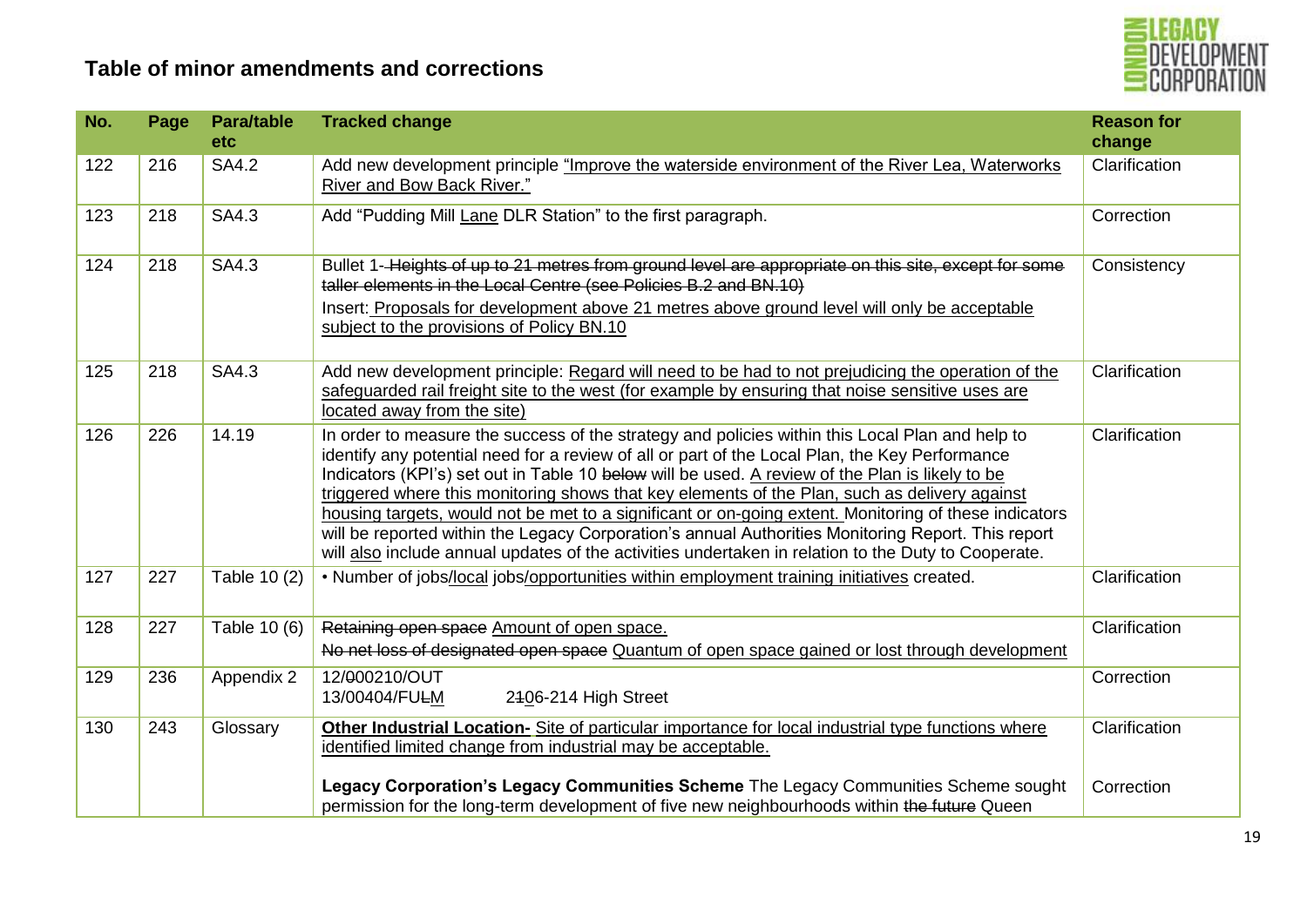## Table of minor amendments and corrections

| No. | Page | Para/table etc | Tracked change | Reason for change |
|---|---|---|---|---|
| 122 | 216 | SA4.2 | Add new development principle "Improve the waterside environment of the River Lea, Waterworks River and Bow Back River." | Clarification |
| 123 | 218 | SA4.3 | Add "Pudding Mill Lane DLR Station" to the first paragraph. | Correction |
| 124 | 218 | SA4.3 | Bullet 1- ~~Heights of up to 21 metres from ground level are appropriate on this site, except for some taller elements in the Local Centre (see Policies B.2 and BN.10)~~<br>Insert: Proposals for development above 21 metres above ground level will only be acceptable subject to the provisions of Policy BN.10 | Consistency |
| 125 | 218 | SA4.3 | Add new development principle: Regard will need to be had to not prejudicing the operation of the safeguarded rail freight site to the west (for example by ensuring that noise sensitive uses are located away from the site) | Clarification |
| 126 | 226 | 14.19 | In order to measure the success of the strategy and policies within this Local Plan and help to identify any potential need for a review of all or part of the Local Plan, the Key Performance Indicators (KPI's) set out in Table 10 ~~below~~ will be used. A review of the Plan is likely to be triggered where this monitoring shows that key elements of the Plan, such as delivery against housing targets, would not be met to a significant or on-going extent. Monitoring of these indicators will be reported within the Legacy Corporation's annual Authorities Monitoring Report. This report will also include annual updates of the activities undertaken in relation to the Duty to Cooperate. | Clarification |
| 127 | 227 | Table 10 (2) | • Number of jobs/local jobs/opportunities within employment training initiatives created. | Clarification |
| 128 | 227 | Table 10 (6) | ~~Retaining open space~~ Amount of open space.<br>~~No net loss of designated open space~~ Quantum of open space gained or lost through development | Clarification |
| 129 | 236 | Appendix 2 | 12/~~0~~00210/OUT<br>13/00404/FU~~L~~M 2~~1~~06-214 High Street | Correction |
| 130 | 243 | Glossary | **Other Industrial Location-** Site of particular importance for local industrial type functions where identified limited change from industrial may be acceptable.<br><br>**Legacy Corporation's Legacy Communities Scheme** The Legacy Communities Scheme sought permission for the long-term development of five new neighbourhoods within ~~the future~~ Queen | Clarification<br><br>Correction |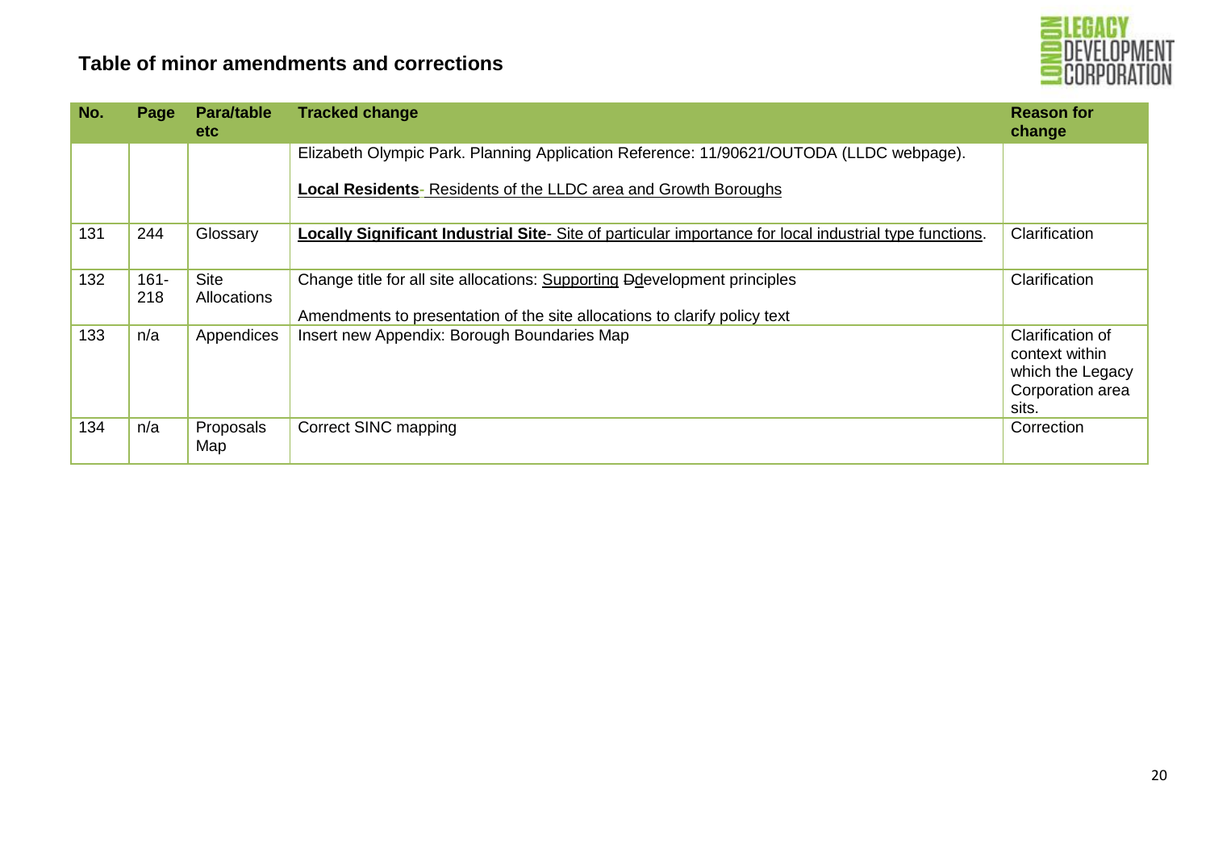## Table of minor amendments and corrections

| No. | Page | Para/table etc | Tracked change | Reason for change |
|---|---|---|---|---|
| | | | Elizabeth Olympic Park. Planning Application Reference: 11/90621/OUTODA (LLDC webpage).<br><br>**Local Residents**- Residents of the LLDC area and Growth Boroughs | |
| 131 | 244 | Glossary | **Locally Significant Industrial Site**- Site of particular importance for local industrial type functions. | Clarification |
| 132 | 161-218 | Site Allocations | Change title for all site allocations: Supporting ~~D~~development principles<br><br>Amendments to presentation of the site allocations to clarify policy text | Clarification |
| 133 | n/a | Appendices | Insert new Appendix: Borough Boundaries Map | Clarification of context within which the Legacy Corporation area sits. |
| 134 | n/a | Proposals Map | Correct SINC mapping | Correction |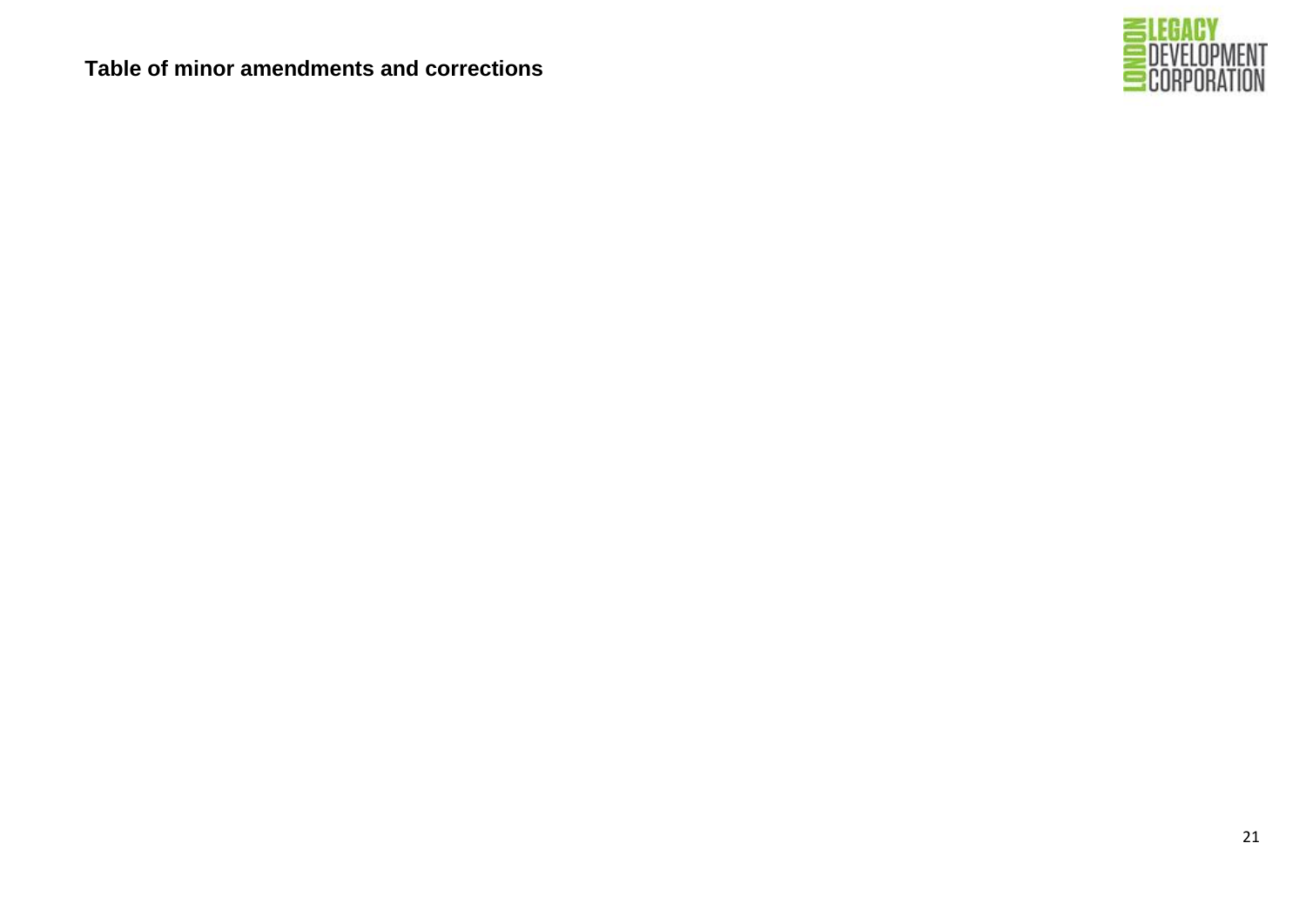**Table of minor amendments and corrections**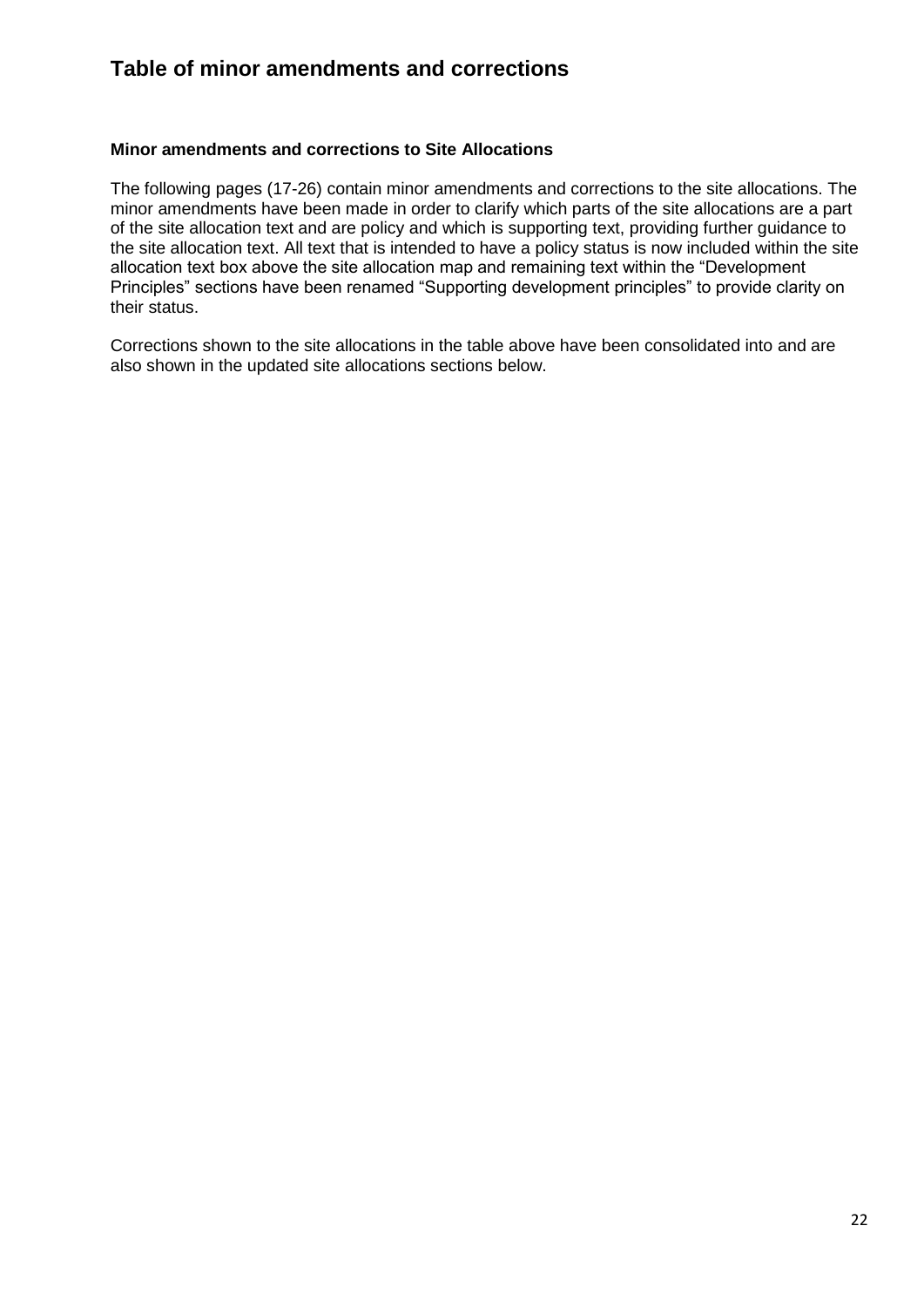# Table of minor amendments and corrections

### Minor amendments and corrections to Site Allocations

The following pages (17-26) contain minor amendments and corrections to the site allocations. The minor amendments have been made in order to clarify which parts of the site allocations are a part of the site allocation text and are policy and which is supporting text, providing further guidance to the site allocation text. All text that is intended to have a policy status is now included within the site allocation text box above the site allocation map and remaining text within the "Development Principles" sections have been renamed "Supporting development principles" to provide clarity on their status.

Corrections shown to the site allocations in the table above have been consolidated into and are also shown in the updated site allocations sections below.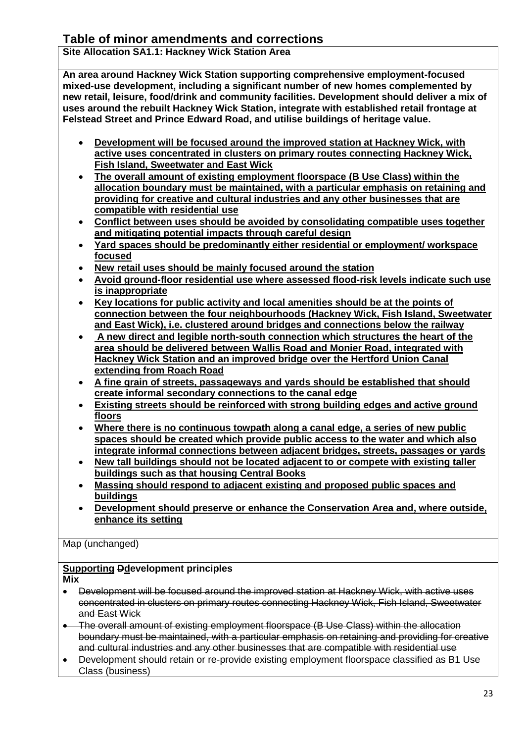# Table of minor amendments and corrections

**Site Allocation SA1.1: Hackney Wick Station Area**

**An area around Hackney Wick Station supporting comprehensive employment-focused mixed-use development, including a significant number of new homes complemented by new retail, leisure, food/drink and community facilities. Development should deliver a mix of uses around the rebuilt Hackney Wick Station, integrate with established retail frontage at Felstead Street and Prince Edward Road, and utilise buildings of heritage value.**

- <u>**Development will be focused around the improved station at Hackney Wick, with active uses concentrated in clusters on primary routes connecting Hackney Wick, Fish Island, Sweetwater and East Wick**</u>
- <u>**The overall amount of existing employment floorspace (B Use Class) within the allocation boundary must be maintained, with a particular emphasis on retaining and providing for creative and cultural industries and any other businesses that are compatible with residential use**</u>
- <u>**Conflict between uses should be avoided by consolidating compatible uses together and mitigating potential impacts through careful design**</u>
- <u>**Yard spaces should be predominantly either residential or employment/ workspace focused**</u>
- <u>**New retail uses should be mainly focused around the station**</u>
- <u>**Avoid ground-floor residential use where assessed flood-risk levels indicate such use is inappropriate**</u>
- <u>**Key locations for public activity and local amenities should be at the points of connection between the four neighbourhoods (Hackney Wick, Fish Island, Sweetwater and East Wick), i.e. clustered around bridges and connections below the railway**</u>
- <u>**A new direct and legible north-south connection which structures the heart of the area should be delivered between Wallis Road and Monier Road, integrated with Hackney Wick Station and an improved bridge over the Hertford Union Canal extending from Roach Road**</u>
- <u>**A fine grain of streets, passageways and yards should be established that should create informal secondary connections to the canal edge**</u>
- <u>**Existing streets should be reinforced with strong building edges and active ground floors**</u>
- <u>**Where there is no continuous towpath along a canal edge, a series of new public spaces should be created which provide public access to the water and which also integrate informal connections between adjacent bridges, streets, passages or yards**</u>
- <u>**New tall buildings should not be located adjacent to or compete with existing taller buildings such as that housing Central Books**</u>
- <u>**Massing should respond to adjacent existing and proposed public spaces and buildings**</u>
- <u>**Development should preserve or enhance the Conservation Area and, where outside, enhance its setting**</u>

Map (unchanged)

**<u>Supporting</u> ~~D~~<u>d</u>evelopment principles**

**Mix**

- ~~Development will be focused around the improved station at Hackney Wick, with active uses concentrated in clusters on primary routes connecting Hackney Wick, Fish Island, Sweetwater and East Wick~~
- ~~The overall amount of existing employment floorspace (B Use Class) within the allocation boundary must be maintained, with a particular emphasis on retaining and providing for creative and cultural industries and any other businesses that are compatible with residential use~~
- Development should retain or re-provide existing employment floorspace classified as B1 Use Class (business)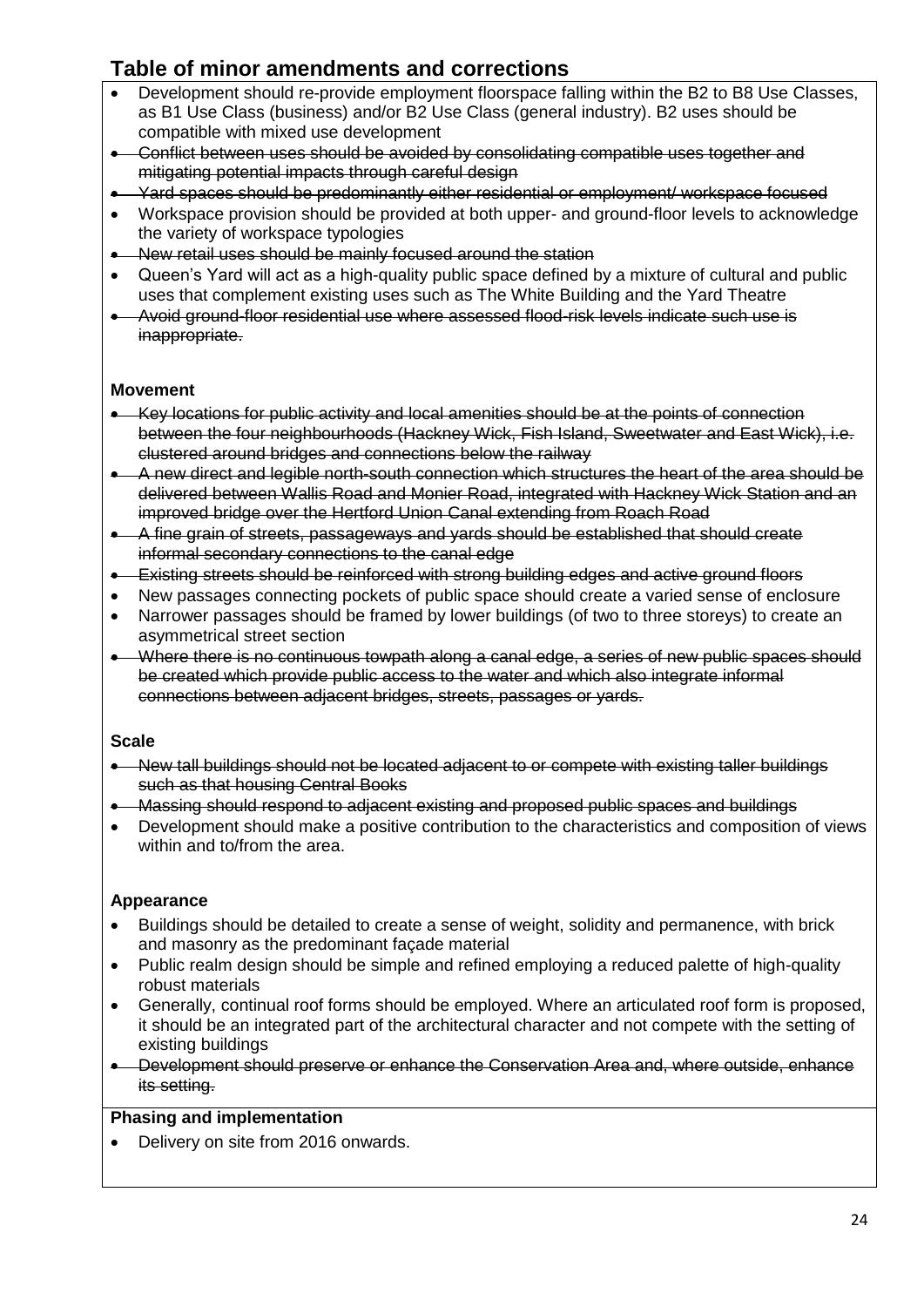## Table of minor amendments and corrections

- Development should re-provide employment floorspace falling within the B2 to B8 Use Classes, as B1 Use Class (business) and/or B2 Use Class (general industry). B2 uses should be compatible with mixed use development
- ~~Conflict between uses should be avoided by consolidating compatible uses together and mitigating potential impacts through careful design~~
- ~~Yard spaces should be predominantly either residential or employment/ workspace focused~~
- Workspace provision should be provided at both upper- and ground-floor levels to acknowledge the variety of workspace typologies
- ~~New retail uses should be mainly focused around the station~~
- Queen's Yard will act as a high-quality public space defined by a mixture of cultural and public uses that complement existing uses such as The White Building and the Yard Theatre
- ~~Avoid ground-floor residential use where assessed flood-risk levels indicate such use is inappropriate.~~

**Movement**

- ~~Key locations for public activity and local amenities should be at the points of connection between the four neighbourhoods (Hackney Wick, Fish Island, Sweetwater and East Wick), i.e. clustered around bridges and connections below the railway~~
- ~~A new direct and legible north-south connection which structures the heart of the area should be delivered between Wallis Road and Monier Road, integrated with Hackney Wick Station and an improved bridge over the Hertford Union Canal extending from Roach Road~~
- ~~A fine grain of streets, passageways and yards should be established that should create informal secondary connections to the canal edge~~
- ~~Existing streets should be reinforced with strong building edges and active ground floors~~
- New passages connecting pockets of public space should create a varied sense of enclosure
- Narrower passages should be framed by lower buildings (of two to three storeys) to create an asymmetrical street section
- ~~Where there is no continuous towpath along a canal edge, a series of new public spaces should be created which provide public access to the water and which also integrate informal connections between adjacent bridges, streets, passages or yards.~~

**Scale**

- ~~New tall buildings should not be located adjacent to or compete with existing taller buildings such as that housing Central Books~~
- ~~Massing should respond to adjacent existing and proposed public spaces and buildings~~
- Development should make a positive contribution to the characteristics and composition of views within and to/from the area.

**Appearance**

- Buildings should be detailed to create a sense of weight, solidity and permanence, with brick and masonry as the predominant façade material
- Public realm design should be simple and refined employing a reduced palette of high-quality robust materials
- Generally, continual roof forms should be employed. Where an articulated roof form is proposed, it should be an integrated part of the architectural character and not compete with the setting of existing buildings
- ~~Development should preserve or enhance the Conservation Area and, where outside, enhance its setting.~~

**Phasing and implementation**

- Delivery on site from 2016 onwards.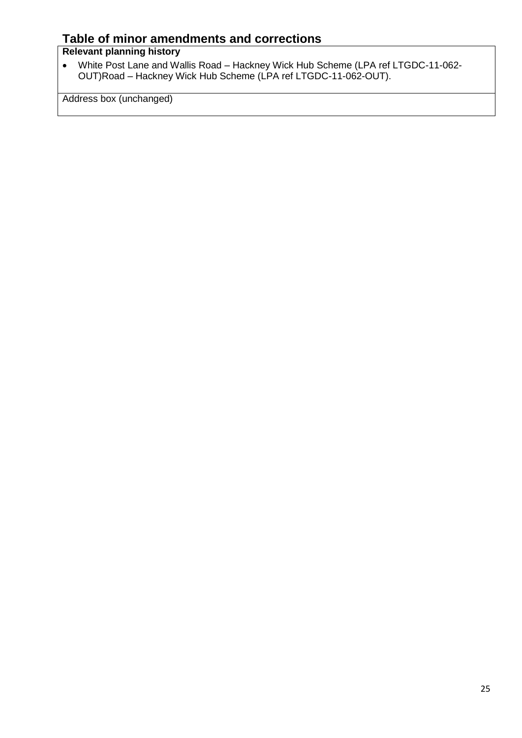## Table of minor amendments and corrections

| Relevant planning history |
|---|
| • White Post Lane and Wallis Road – Hackney Wick Hub Scheme (LPA ref LTGDC-11-062-OUT)Road – Hackney Wick Hub Scheme (LPA ref LTGDC-11-062-OUT). |
| Address box (unchanged) |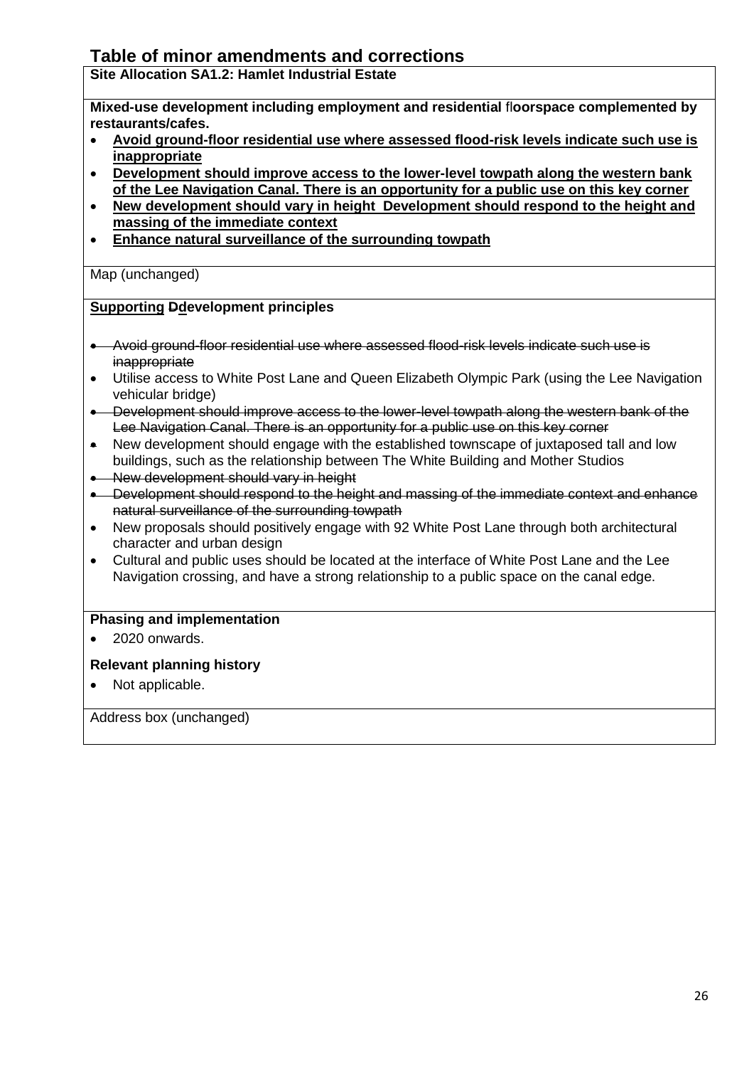## Table of minor amendments and corrections

**Site Allocation SA1.2: Hamlet Industrial Estate**

**Mixed-use development including employment and residential floorspace complemented by restaurants/cafes.**

- <u>**Avoid ground-floor residential use where assessed flood-risk levels indicate such use is inappropriate**</u>
- <u>**Development should improve access to the lower-level towpath along the western bank of the Lee Navigation Canal. There is an opportunity for a public use on this key corner**</u>
- <u>**New development should vary in height Development should respond to the height and massing of the immediate context**</u>
- <u>**Enhance natural surveillance of the surrounding towpath**</u>

Map (unchanged)

**<u>Supporting</u> ~~D~~<u>d</u>evelopment principles**

- ~~Avoid ground-floor residential use where assessed flood-risk levels indicate such use is inappropriate~~
- Utilise access to White Post Lane and Queen Elizabeth Olympic Park (using the Lee Navigation vehicular bridge)
- ~~Development should improve access to the lower-level towpath along the western bank of the Lee Navigation Canal. There is an opportunity for a public use on this key corner~~
- New development should engage with the established townscape of juxtaposed tall and low buildings, such as the relationship between The White Building and Mother Studios
- ~~New development should vary in height~~
- ~~Development should respond to the height and massing of the immediate context and enhance natural surveillance of the surrounding towpath~~
- New proposals should positively engage with 92 White Post Lane through both architectural character and urban design
- Cultural and public uses should be located at the interface of White Post Lane and the Lee Navigation crossing, and have a strong relationship to a public space on the canal edge.

**Phasing and implementation**

- 2020 onwards.

**Relevant planning history**

- Not applicable.

Address box (unchanged)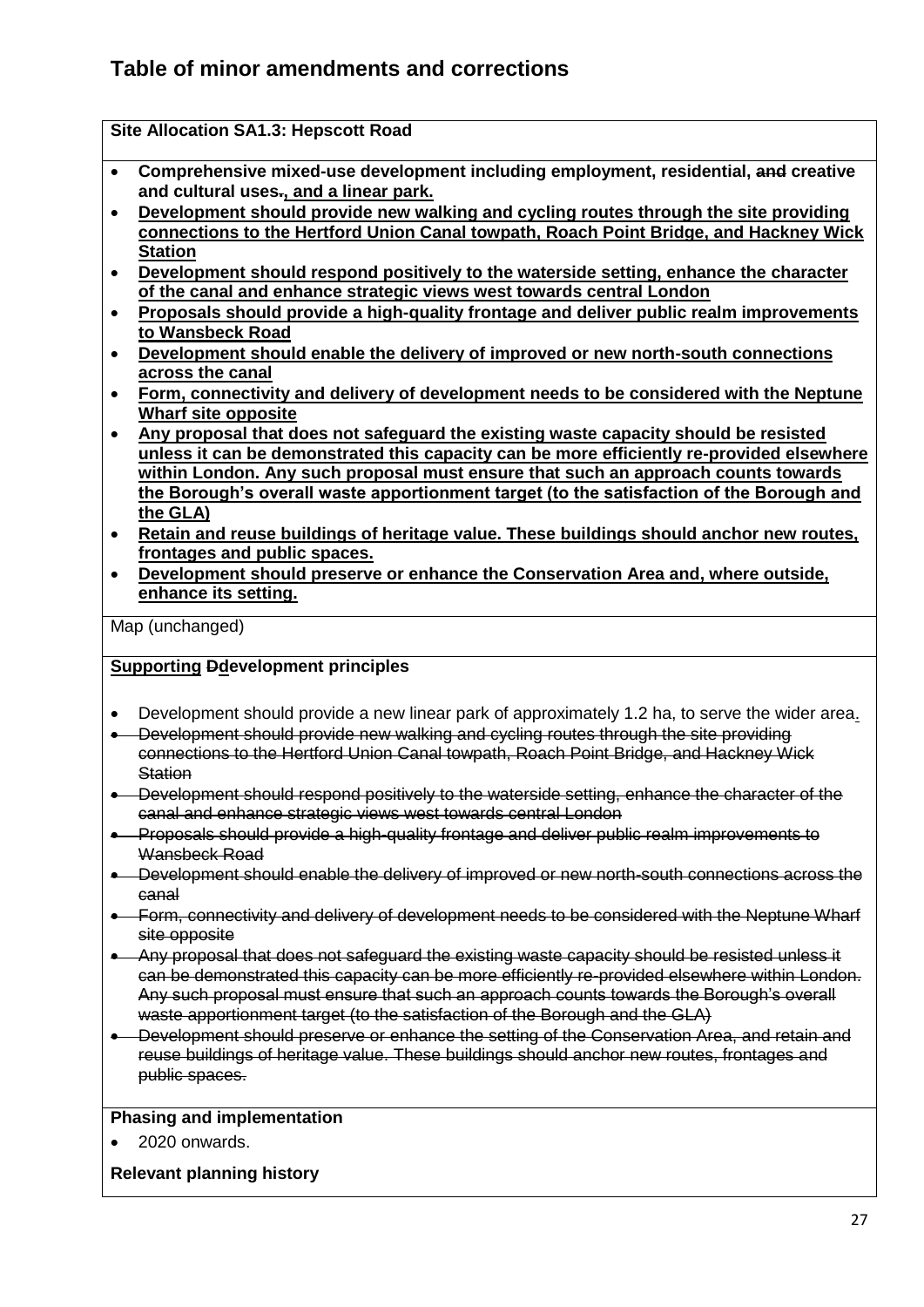## Table of minor amendments and corrections

**Site Allocation SA1.3: Hepscott Road**

- **Comprehensive mixed-use development including employment, residential, ~~and~~ creative and cultural uses~~.~~, and a linear park.**
- **Development should provide new walking and cycling routes through the site providing connections to the Hertford Union Canal towpath, Roach Point Bridge, and Hackney Wick Station**
- **Development should respond positively to the waterside setting, enhance the character of the canal and enhance strategic views west towards central London**
- **Proposals should provide a high-quality frontage and deliver public realm improvements to Wansbeck Road**
- **Development should enable the delivery of improved or new north-south connections across the canal**
- **Form, connectivity and delivery of development needs to be considered with the Neptune Wharf site opposite**
- **Any proposal that does not safeguard the existing waste capacity should be resisted unless it can be demonstrated this capacity can be more efficiently re-provided elsewhere within London. Any such proposal must ensure that such an approach counts towards the Borough's overall waste apportionment target (to the satisfaction of the Borough and the GLA)**
- **Retain and reuse buildings of heritage value. These buildings should anchor new routes, frontages and public spaces.**
- **Development should preserve or enhance the Conservation Area and, where outside, enhance its setting.**

Map (unchanged)

**Supporting ~~D~~development principles**

- Development should provide a new linear park of approximately 1.2 ha, to serve the wider area.
- ~~Development should provide new walking and cycling routes through the site providing connections to the Hertford Union Canal towpath, Roach Point Bridge, and Hackney Wick Station~~
- ~~Development should respond positively to the waterside setting, enhance the character of the canal and enhance strategic views west towards central London~~
- ~~Proposals should provide a high-quality frontage and deliver public realm improvements to Wansbeck Road~~
- ~~Development should enable the delivery of improved or new north-south connections across the canal~~
- ~~Form, connectivity and delivery of development needs to be considered with the Neptune Wharf site opposite~~
- ~~Any proposal that does not safeguard the existing waste capacity should be resisted unless it can be demonstrated this capacity can be more efficiently re-provided elsewhere within London. Any such proposal must ensure that such an approach counts towards the Borough's overall waste apportionment target (to the satisfaction of the Borough and the GLA)~~
- ~~Development should preserve or enhance the setting of the Conservation Area, and retain and reuse buildings of heritage value. These buildings should anchor new routes, frontages and public spaces.~~

**Phasing and implementation**

- 2020 onwards.

**Relevant planning history**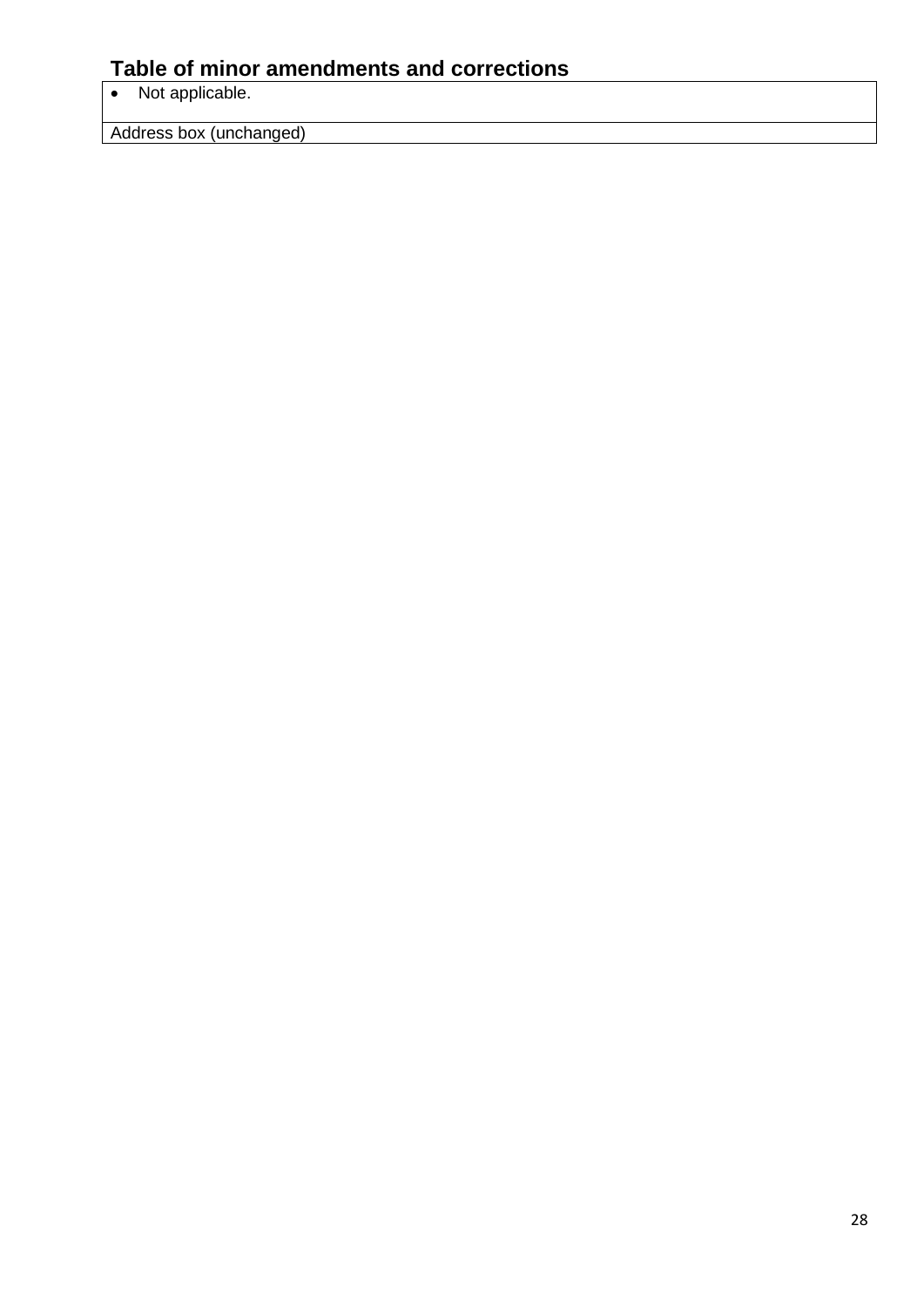## Table of minor amendments and corrections

| • Not applicable. |
|---|
| Address box (unchanged) |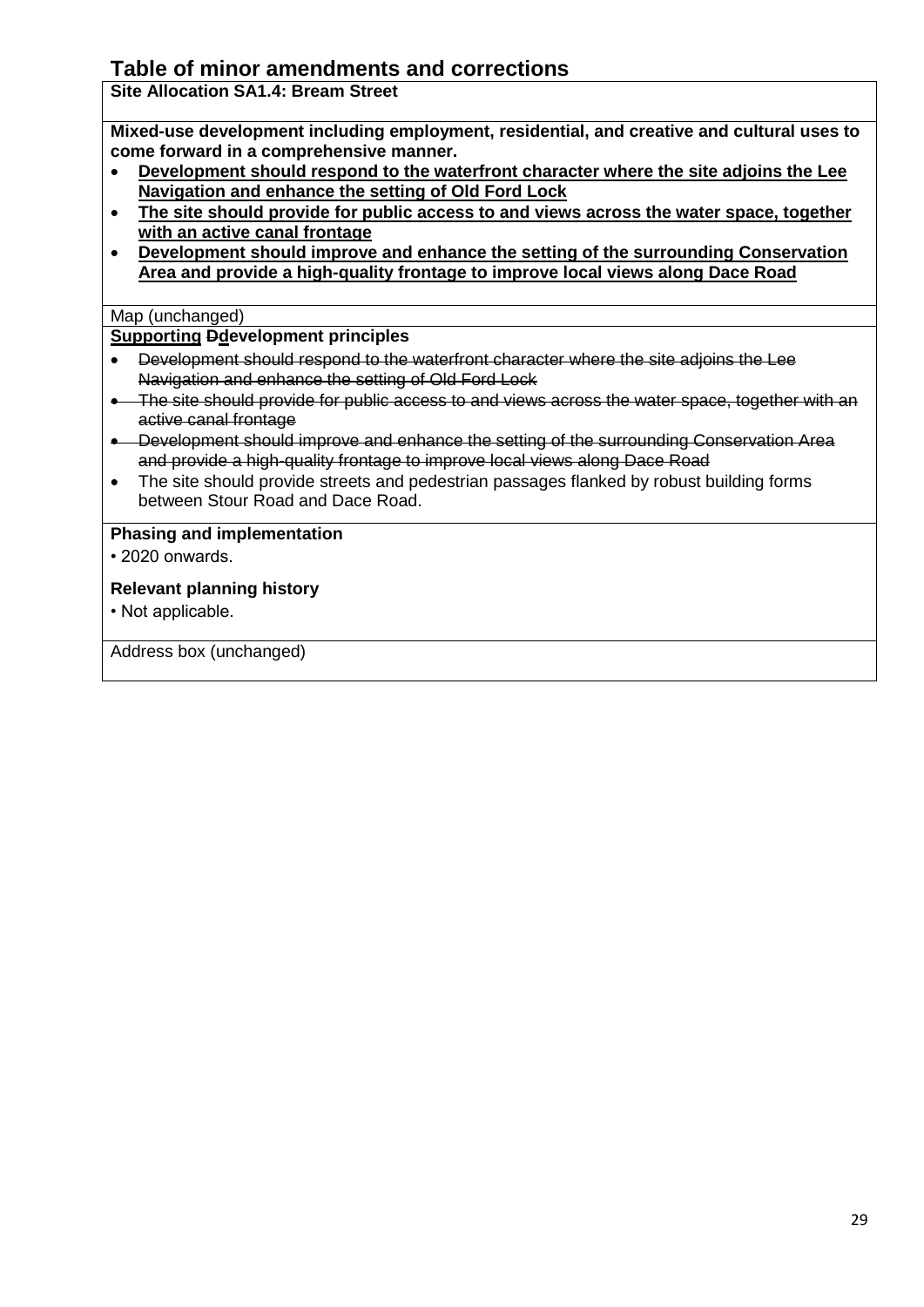## Table of minor amendments and corrections

**Site Allocation SA1.4: Bream Street**

**Mixed-use development including employment, residential, and creative and cultural uses to come forward in a comprehensive manner.**

- **<u>Development should respond to the waterfront character where the site adjoins the Lee Navigation and enhance the setting of Old Ford Lock</u>**
- **<u>The site should provide for public access to and views across the water space, together with an active canal frontage</u>**
- **<u>Development should improve and enhance the setting of the surrounding Conservation Area and provide a high-quality frontage to improve local views along Dace Road</u>**

Map (unchanged)

**<u>Supporting</u> ~~D~~<u>d</u>evelopment principles**

- ~~Development should respond to the waterfront character where the site adjoins the Lee Navigation and enhance the setting of Old Ford Lock~~
- ~~The site should provide for public access to and views across the water space, together with an active canal frontage~~
- ~~Development should improve and enhance the setting of the surrounding Conservation Area and provide a high-quality frontage to improve local views along Dace Road~~
- The site should provide streets and pedestrian passages flanked by robust building forms between Stour Road and Dace Road.

**Phasing and implementation**

• 2020 onwards.

**Relevant planning history**

• Not applicable.

Address box (unchanged)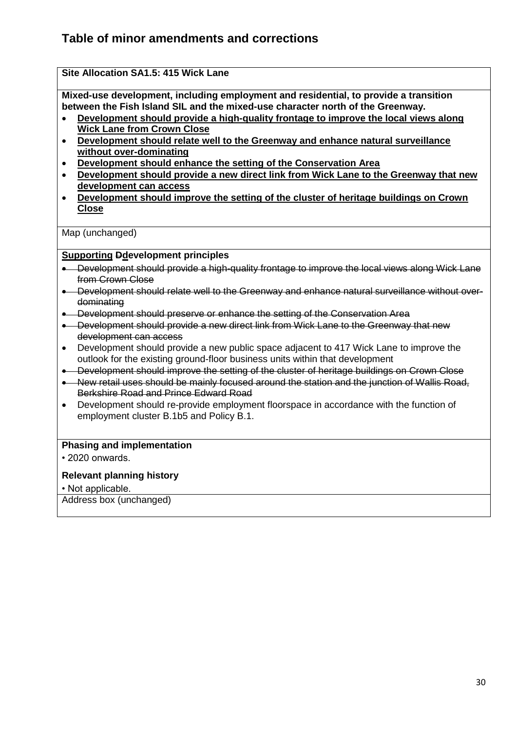## Table of minor amendments and corrections

**Site Allocation SA1.5: 415 Wick Lane**

**Mixed-use development, including employment and residential, to provide a transition between the Fish Island SIL and the mixed-use character north of the Greenway.**

- <u>**Development should provide a high-quality frontage to improve the local views along Wick Lane from Crown Close**</u>
- <u>**Development should relate well to the Greenway and enhance natural surveillance without over-dominating**</u>
- <u>**Development should enhance the setting of the Conservation Area**</u>
- <u>**Development should provide a new direct link from Wick Lane to the Greenway that new development can access**</u>
- <u>**Development should improve the setting of the cluster of heritage buildings on Crown Close**</u>

Map (unchanged)

**<u>Supporting</u> ~~D~~<u>d</u>evelopment principles**

- ~~Development should provide a high-quality frontage to improve the local views along Wick Lane from Crown Close~~
- ~~Development should relate well to the Greenway and enhance natural surveillance without over-dominating~~
- ~~Development should preserve or enhance the setting of the Conservation Area~~
- ~~Development should provide a new direct link from Wick Lane to the Greenway that new development can access~~
- Development should provide a new public space adjacent to 417 Wick Lane to improve the outlook for the existing ground-floor business units within that development
- ~~Development should improve the setting of the cluster of heritage buildings on Crown Close~~
- ~~New retail uses should be mainly focused around the station and the junction of Wallis Road, Berkshire Road and Prince Edward Road~~
- Development should re-provide employment floorspace in accordance with the function of employment cluster B.1b5 and Policy B.1.

**Phasing and implementation**

• 2020 onwards.

**Relevant planning history**

• Not applicable.

Address box (unchanged)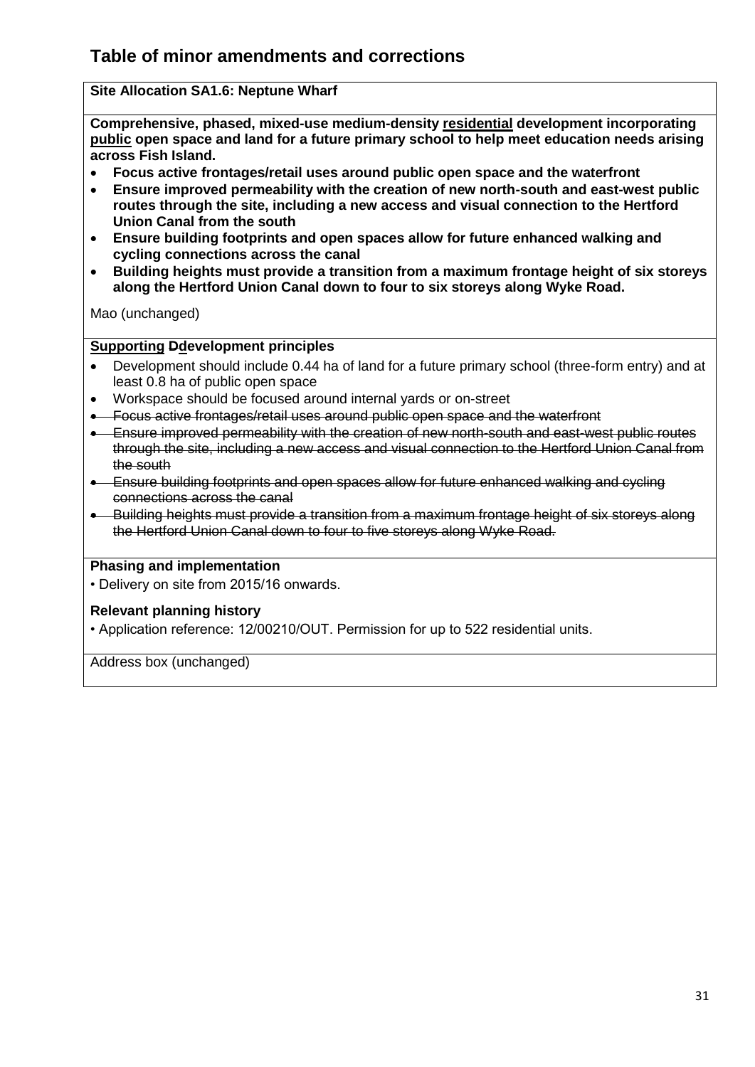## Table of minor amendments and corrections

**Site Allocation SA1.6: Neptune Wharf**

**Comprehensive, phased, mixed-use medium-density <u>residential</u> development incorporating <u>public</u> open space and land for a future primary school to help meet education needs arising across Fish Island.**

- **Focus active frontages/retail uses around public open space and the waterfront**
- **Ensure improved permeability with the creation of new north-south and east-west public routes through the site, including a new access and visual connection to the Hertford Union Canal from the south**
- **Ensure building footprints and open spaces allow for future enhanced walking and cycling connections across the canal**
- **Building heights must provide a transition from a maximum frontage height of six storeys along the Hertford Union Canal down to four to six storeys along Wyke Road.**

Mao (unchanged)

**<u>Supporting</u> ~~D~~<u>d</u>evelopment principles**

- Development should include 0.44 ha of land for a future primary school (three-form entry) and at least 0.8 ha of public open space
- Workspace should be focused around internal yards or on-street
- ~~Focus active frontages/retail uses around public open space and the waterfront~~
- ~~Ensure improved permeability with the creation of new north-south and east-west public routes through the site, including a new access and visual connection to the Hertford Union Canal from the south~~
- ~~Ensure building footprints and open spaces allow for future enhanced walking and cycling connections across the canal~~
- ~~Building heights must provide a transition from a maximum frontage height of six storeys along the Hertford Union Canal down to four to five storeys along Wyke Road.~~

**Phasing and implementation**

• Delivery on site from 2015/16 onwards.

**Relevant planning history**

• Application reference: 12/00210/OUT. Permission for up to 522 residential units.

Address box (unchanged)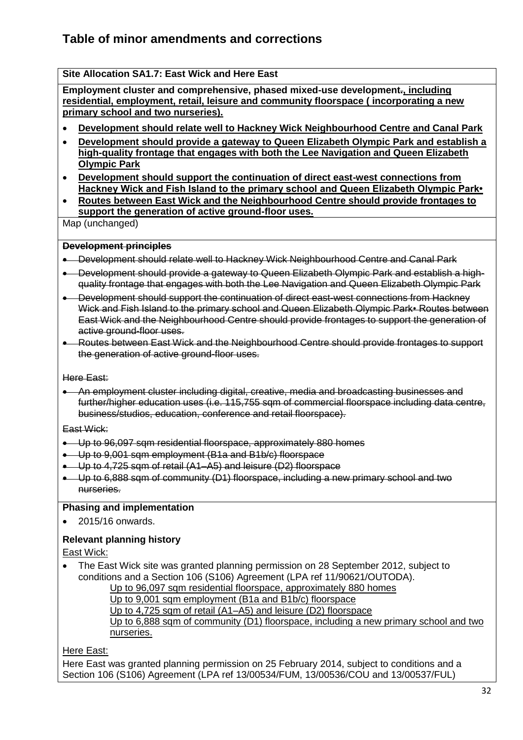# Table of minor amendments and corrections

**Site Allocation SA1.7: East Wick and Here East**

**Employment cluster and comprehensive, phased mixed-use development~~.~~<u>, including residential, employment, retail, leisure and community floorspace ( incorporating a new primary school and two nurseries).</u>**

- **<u>Development should relate well to Hackney Wick Neighbourhood Centre and Canal Park</u>**
- **<u>Development should provide a gateway to Queen Elizabeth Olympic Park and establish a high-quality frontage that engages with both the Lee Navigation and Queen Elizabeth Olympic Park</u>**
- **<u>Development should support the continuation of direct east-west connections from Hackney Wick and Fish Island to the primary school and Queen Elizabeth Olympic Park•</u>**
- **<u>Routes between East Wick and the Neighbourhood Centre should provide frontages to support the generation of active ground-floor uses.</u>**

Map (unchanged)

~~**Development principles**~~

- ~~Development should relate well to Hackney Wick Neighbourhood Centre and Canal Park~~
- ~~Development should provide a gateway to Queen Elizabeth Olympic Park and establish a high-quality frontage that engages with both the Lee Navigation and Queen Elizabeth Olympic Park~~
- ~~Development should support the continuation of direct east-west connections from Hackney Wick and Fish Island to the primary school and Queen Elizabeth Olympic Park• Routes between East Wick and the Neighbourhood Centre should provide frontages to support the generation of active ground-floor uses.~~
- ~~Routes between East Wick and the Neighbourhood Centre should provide frontages to support the generation of active ground-floor uses.~~

~~Here East:~~

- ~~An employment cluster including digital, creative, media and broadcasting businesses and further/higher education uses (i.e. 115,755 sqm of commercial floorspace including data centre, business/studios, education, conference and retail floorspace).~~

~~East Wick:~~

- ~~Up to 96,097 sqm residential floorspace, approximately 880 homes~~
- ~~Up to 9,001 sqm employment (B1a and B1b/c) floorspace~~
- ~~Up to 4,725 sqm of retail (A1–A5) and leisure (D2) floorspace~~
- ~~Up to 6,888 sqm of community (D1) floorspace, including a new primary school and two nurseries.~~

**Phasing and implementation**

- 2015/16 onwards.

**Relevant planning history**

East Wick:

- The East Wick site was granted planning permission on 28 September 2012, subject to conditions and a Section 106 (S106) Agreement (LPA ref 11/90621/OUTODA).
  - <u>Up to 96,097 sqm residential floorspace, approximately 880 homes</u>
  - <u>Up to 9,001 sqm employment (B1a and B1b/c) floorspace</u>
  - <u>Up to 4,725 sqm of retail (A1–A5) and leisure (D2) floorspace</u>
  - <u>Up to 6,888 sqm of community (D1) floorspace, including a new primary school and two nurseries.</u>

Here East:

Here East was granted planning permission on 25 February 2014, subject to conditions and a Section 106 (S106) Agreement (LPA ref 13/00534/FUM, 13/00536/COU and 13/00537/FUL)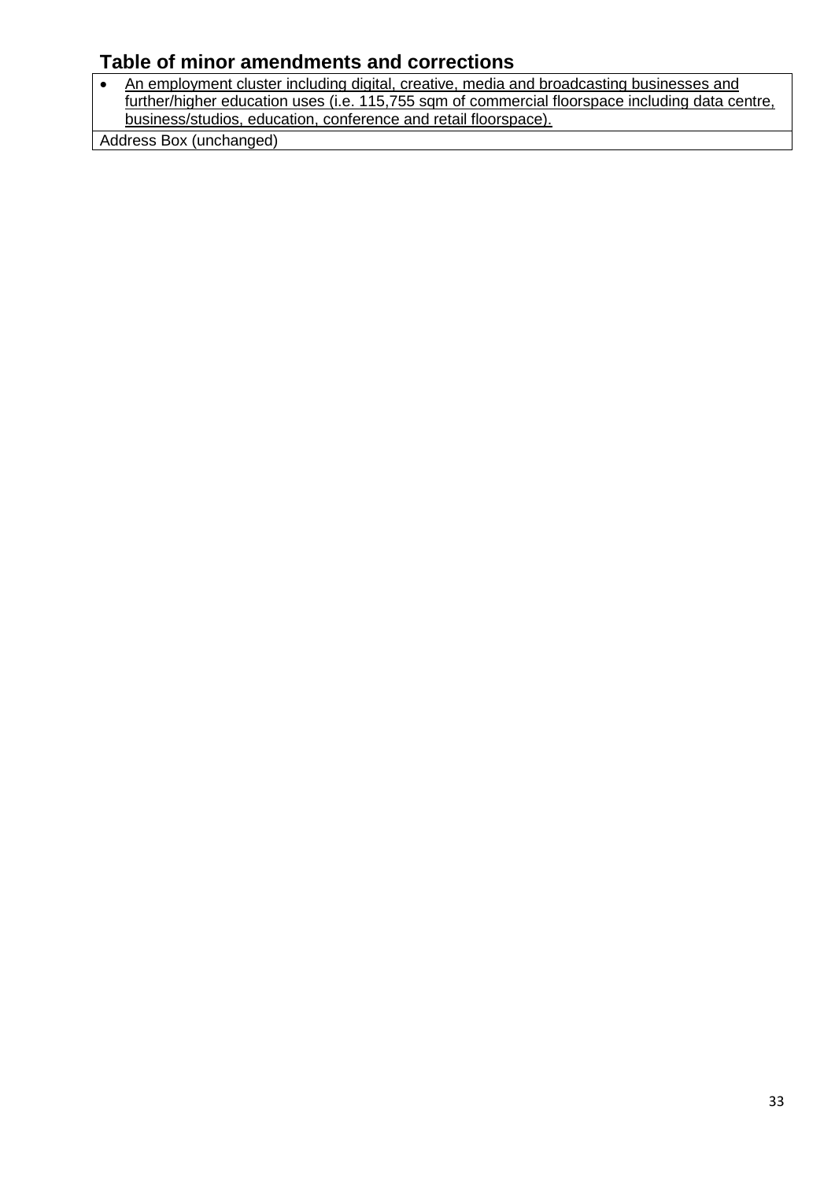## Table of minor amendments and corrections

| |
|---|
| • An employment cluster including digital, creative, media and broadcasting businesses and further/higher education uses (i.e. 115,755 sqm of commercial floorspace including data centre, business/studios, education, conference and retail floorspace). |
| Address Box (unchanged) |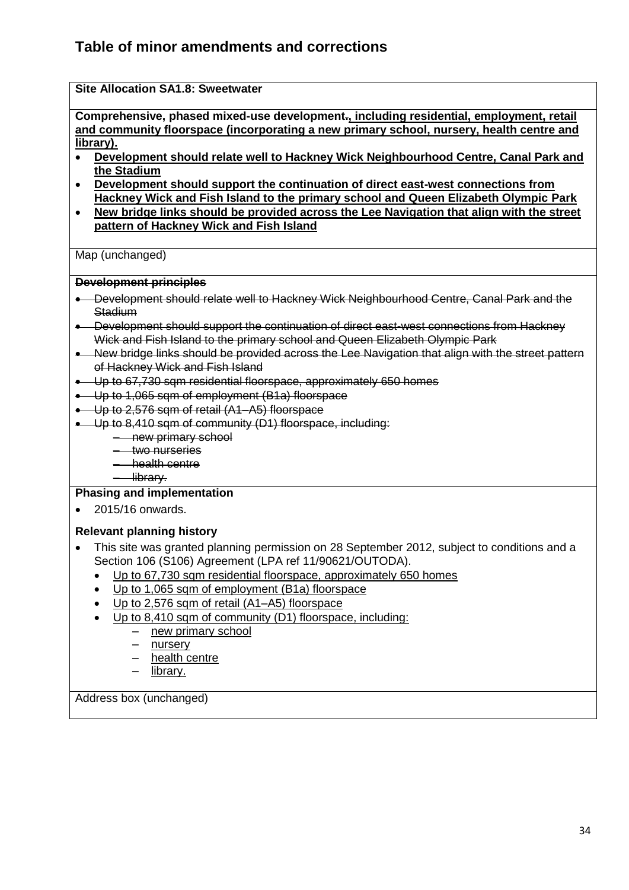# Table of minor amendments and corrections

**Site Allocation SA1.8: Sweetwater**

**Comprehensive, phased mixed-use development~~.~~<u>, including residential, employment, retail and community floorspace (incorporating a new primary school, nursery, health centre and library).</u>**

- **<u>Development should relate well to Hackney Wick Neighbourhood Centre, Canal Park and the Stadium</u>**
- **<u>Development should support the continuation of direct east-west connections from Hackney Wick and Fish Island to the primary school and Queen Elizabeth Olympic Park</u>**
- **<u>New bridge links should be provided across the Lee Navigation that align with the street pattern of Hackney Wick and Fish Island</u>**

Map (unchanged)

~~**Development principles**~~

- ~~Development should relate well to Hackney Wick Neighbourhood Centre, Canal Park and the Stadium~~
- ~~Development should support the continuation of direct east-west connections from Hackney Wick and Fish Island to the primary school and Queen Elizabeth Olympic Park~~
- ~~New bridge links should be provided across the Lee Navigation that align with the street pattern of Hackney Wick and Fish Island~~
- ~~Up to 67,730 sqm residential floorspace, approximately 650 homes~~
- ~~Up to 1,065 sqm of employment (B1a) floorspace~~
- ~~Up to 2,576 sqm of retail (A1–A5) floorspace~~
- ~~Up to 8,410 sqm of community (D1) floorspace, including:~~
  - ~~new primary school~~
  - ~~two nurseries~~
  - ~~health centre~~
  - ~~library.~~

**Phasing and implementation**

- 2015/16 onwards.

**Relevant planning history**

- This site was granted planning permission on 28 September 2012, subject to conditions and a Section 106 (S106) Agreement (LPA ref 11/90621/OUTODA).
  - <u>Up to 67,730 sqm residential floorspace, approximately 650 homes</u>
  - <u>Up to 1,065 sqm of employment (B1a) floorspace</u>
  - <u>Up to 2,576 sqm of retail (A1–A5) floorspace</u>
  - <u>Up to 8,410 sqm of community (D1) floorspace, including:</u>
    - <u>new primary school</u>
    - <u>nursery</u>
    - <u>health centre</u>
    - <u>library.</u>

Address box (unchanged)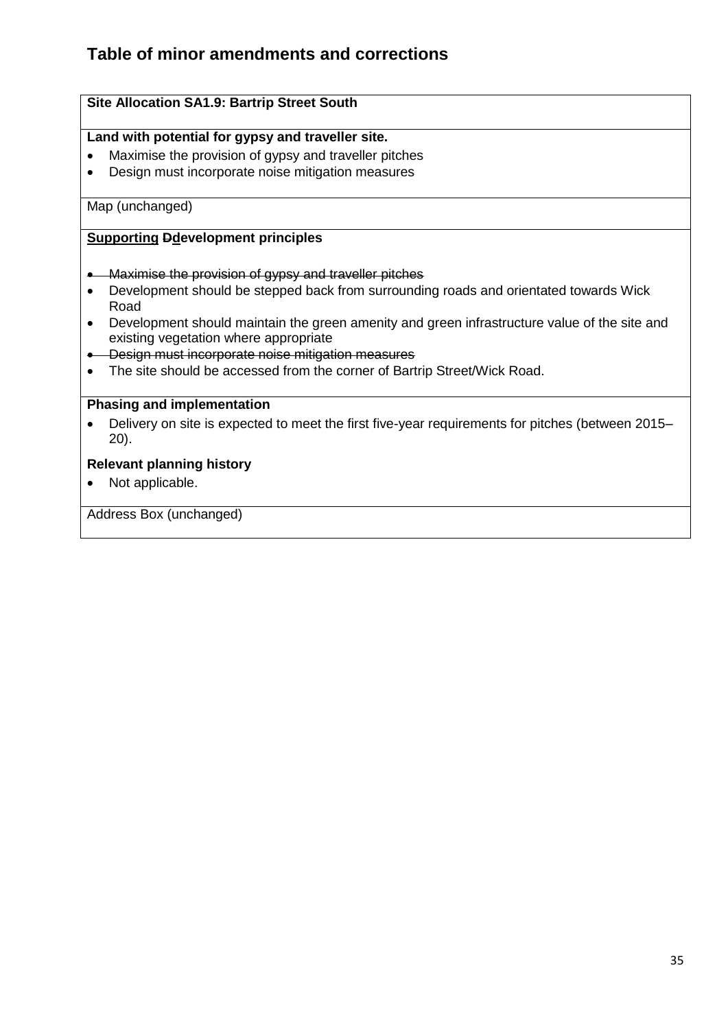## Table of minor amendments and corrections

**Site Allocation SA1.9: Bartrip Street South**

**Land with potential for gypsy and traveller site.**

- Maximise the provision of gypsy and traveller pitches
- Design must incorporate noise mitigation measures

Map (unchanged)

**<u>Supporting</u> ~~D~~<u>d</u>evelopment principles**

- ~~Maximise the provision of gypsy and traveller pitches~~
- Development should be stepped back from surrounding roads and orientated towards Wick Road
- Development should maintain the green amenity and green infrastructure value of the site and existing vegetation where appropriate
- ~~Design must incorporate noise mitigation measures~~
- The site should be accessed from the corner of Bartrip Street/Wick Road.

**Phasing and implementation**

- Delivery on site is expected to meet the first five-year requirements for pitches (between 2015–20).

**Relevant planning history**

- Not applicable.

Address Box (unchanged)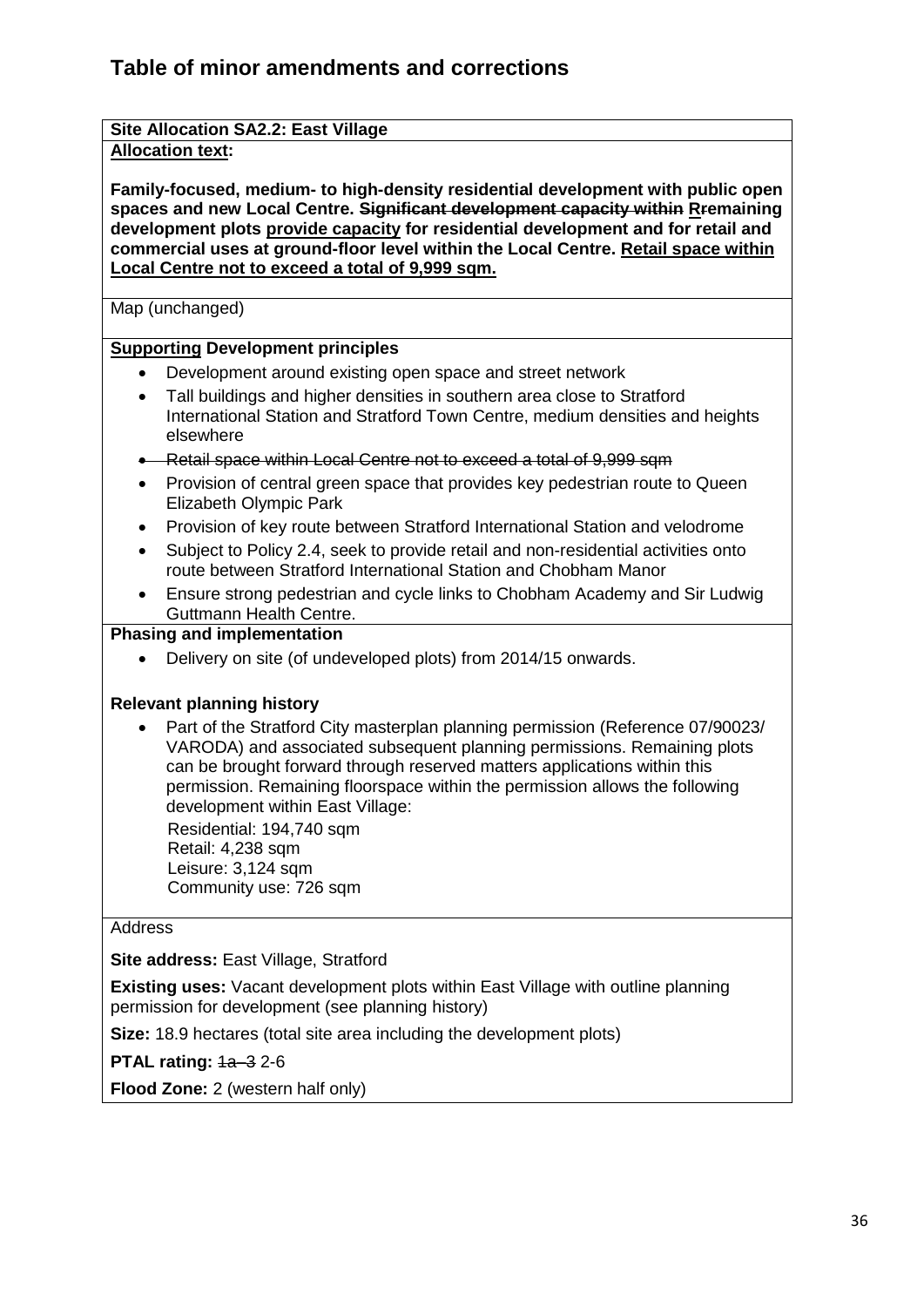# Table of minor amendments and corrections

**Site Allocation SA2.2: East Village**

**Allocation text:**

**Family-focused, medium- to high-density residential development with public open spaces and new Local Centre. ~~Significant development capacity within~~ Rremaining development plots provide capacity for residential development and for retail and commercial uses at ground-floor level within the Local Centre. Retail space within Local Centre not to exceed a total of 9,999 sqm.**

Map (unchanged)

**Supporting Development principles**

- Development around existing open space and street network
- Tall buildings and higher densities in southern area close to Stratford International Station and Stratford Town Centre, medium densities and heights elsewhere
- ~~Retail space within Local Centre not to exceed a total of 9,999 sqm~~
- Provision of central green space that provides key pedestrian route to Queen Elizabeth Olympic Park
- Provision of key route between Stratford International Station and velodrome
- Subject to Policy 2.4, seek to provide retail and non-residential activities onto route between Stratford International Station and Chobham Manor
- Ensure strong pedestrian and cycle links to Chobham Academy and Sir Ludwig Guttmann Health Centre.

**Phasing and implementation**

- Delivery on site (of undeveloped plots) from 2014/15 onwards.

**Relevant planning history**

- Part of the Stratford City masterplan planning permission (Reference 07/90023/ VARODA) and associated subsequent planning permissions. Remaining plots can be brought forward through reserved matters applications within this permission. Remaining floorspace within the permission allows the following development within East Village:

  Residential: 194,740 sqm
  Retail: 4,238 sqm
  Leisure: 3,124 sqm
  Community use: 726 sqm

Address

**Site address:** East Village, Stratford

**Existing uses:** Vacant development plots within East Village with outline planning permission for development (see planning history)

**Size:** 18.9 hectares (total site area including the development plots)

**PTAL rating:** ~~1a–3~~ 2-6

**Flood Zone:** 2 (western half only)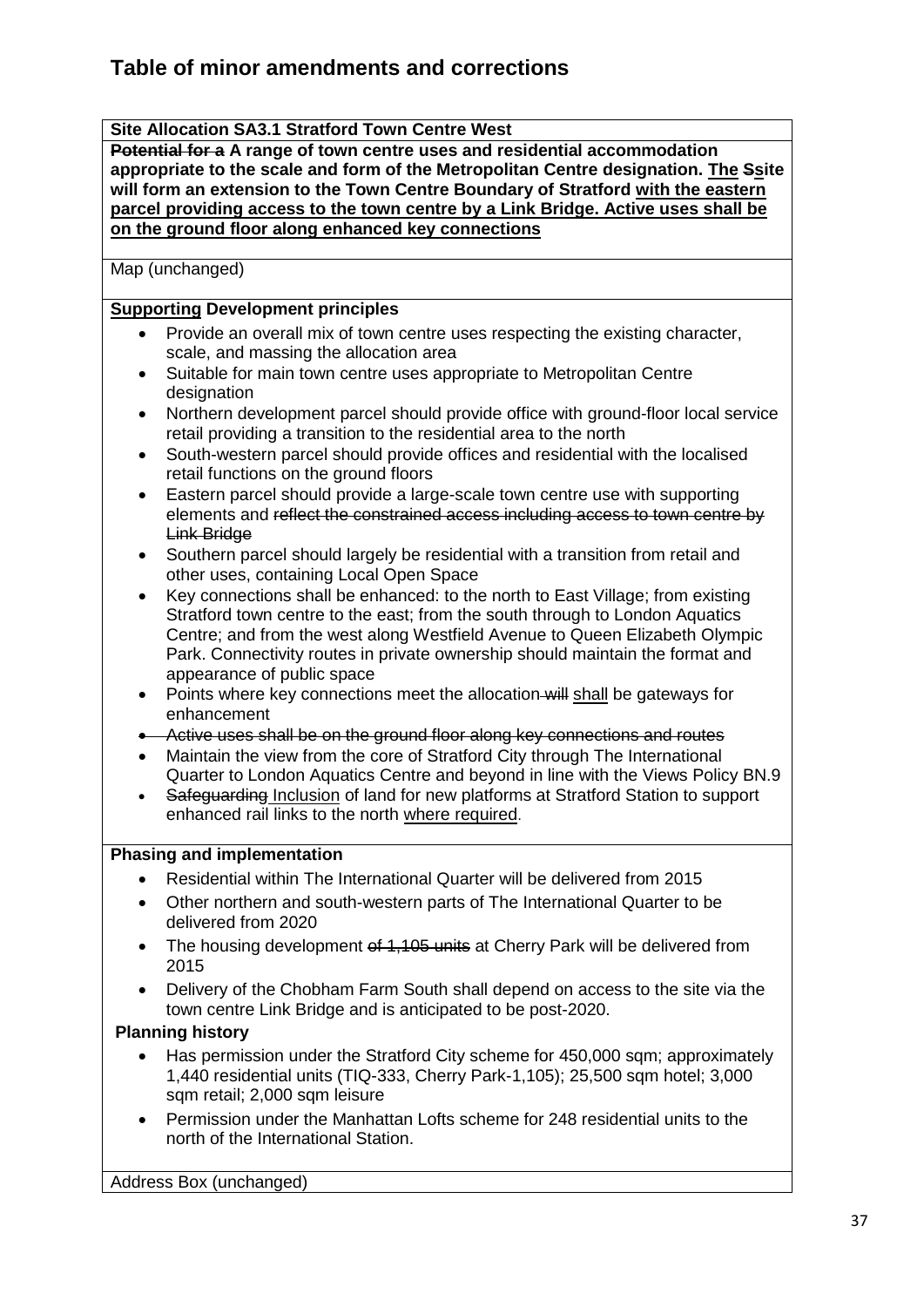# Table of minor amendments and corrections

**Site Allocation SA3.1 Stratford Town Centre West**

**~~Potential for a~~ A range of town centre uses and residential accommodation appropriate to the scale and form of the Metropolitan Centre designation. <u>The</u> ~~S~~<u>s</u>ite will form an extension to the Town Centre Boundary of Stratford <u>with the eastern parcel providing access to the town centre by a Link Bridge. Active uses shall be on the ground floor along enhanced key connections</u>**

Map (unchanged)

**<u>Supporting</u> Development principles**

- Provide an overall mix of town centre uses respecting the existing character, scale, and massing the allocation area
- Suitable for main town centre uses appropriate to Metropolitan Centre designation
- Northern development parcel should provide office with ground-floor local service retail providing a transition to the residential area to the north
- South-western parcel should provide offices and residential with the localised retail functions on the ground floors
- Eastern parcel should provide a large-scale town centre use with supporting elements and ~~reflect the constrained access including access to town centre by Link Bridge~~
- Southern parcel should largely be residential with a transition from retail and other uses, containing Local Open Space
- Key connections shall be enhanced: to the north to East Village; from existing Stratford town centre to the east; from the south through to London Aquatics Centre; and from the west along Westfield Avenue to Queen Elizabeth Olympic Park. Connectivity routes in private ownership should maintain the format and appearance of public space
- Points where key connections meet the allocation ~~will~~ <u>shall</u> be gateways for enhancement
- ~~Active uses shall be on the ground floor along key connections and routes~~
- Maintain the view from the core of Stratford City through The International Quarter to London Aquatics Centre and beyond in line with the Views Policy BN.9
- ~~Safeguarding~~ <u>Inclusion</u> of land for new platforms at Stratford Station to support enhanced rail links to the north <u>where required</u>.

**Phasing and implementation**

- Residential within The International Quarter will be delivered from 2015
- Other northern and south-western parts of The International Quarter to be delivered from 2020
- The housing development ~~of 1,105 units~~ at Cherry Park will be delivered from 2015
- Delivery of the Chobham Farm South shall depend on access to the site via the town centre Link Bridge and is anticipated to be post-2020.

**Planning history**

- Has permission under the Stratford City scheme for 450,000 sqm; approximately 1,440 residential units (TIQ-333, Cherry Park-1,105); 25,500 sqm hotel; 3,000 sqm retail; 2,000 sqm leisure
- Permission under the Manhattan Lofts scheme for 248 residential units to the north of the International Station.

Address Box (unchanged)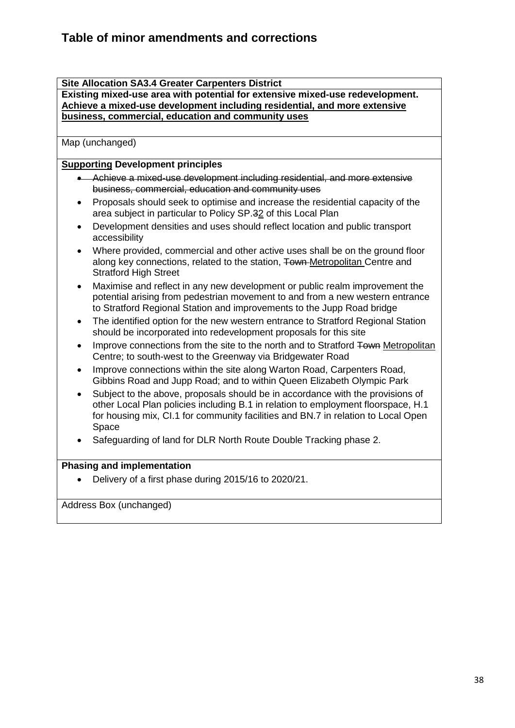## Table of minor amendments and corrections

**Site Allocation SA3.4 Greater Carpenters District**

**Existing mixed-use area with potential for extensive mixed-use redevelopment.** <u>**Achieve a mixed-use development including residential, and more extensive business, commercial, education and community uses**</u>

Map (unchanged)

<u>**Supporting**</u> **Development principles**

- ~~Achieve a mixed-use development including residential, and more extensive business, commercial, education and community uses~~
- Proposals should seek to optimise and increase the residential capacity of the area subject in particular to Policy SP.~~3~~<u>2</u> of this Local Plan
- Development densities and uses should reflect location and public transport accessibility
- Where provided, commercial and other active uses shall be on the ground floor along key connections, related to the station, ~~Town~~ <u>Metropolitan</u> Centre and Stratford High Street
- Maximise and reflect in any new development or public realm improvement the potential arising from pedestrian movement to and from a new western entrance to Stratford Regional Station and improvements to the Jupp Road bridge
- The identified option for the new western entrance to Stratford Regional Station should be incorporated into redevelopment proposals for this site
- Improve connections from the site to the north and to Stratford ~~Town~~ <u>Metropolitan</u> Centre; to south-west to the Greenway via Bridgewater Road
- Improve connections within the site along Warton Road, Carpenters Road, Gibbins Road and Jupp Road; and to within Queen Elizabeth Olympic Park
- Subject to the above, proposals should be in accordance with the provisions of other Local Plan policies including B.1 in relation to employment floorspace, H.1 for housing mix, CI.1 for community facilities and BN.7 in relation to Local Open Space
- Safeguarding of land for DLR North Route Double Tracking phase 2.

**Phasing and implementation**

- Delivery of a first phase during 2015/16 to 2020/21.

Address Box (unchanged)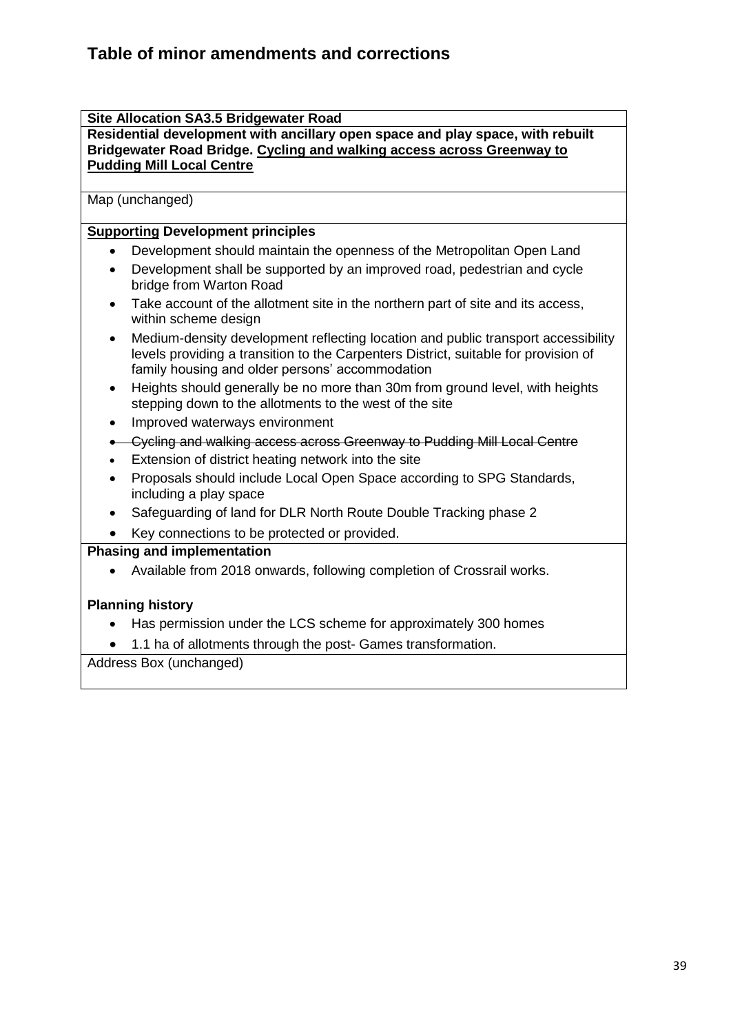# Table of minor amendments and corrections

**Site Allocation SA3.5 Bridgewater Road**

**Residential development with ancillary open space and play space, with rebuilt Bridgewater Road Bridge. <u>Cycling and walking access across Greenway to Pudding Mill Local Centre</u>**

Map (unchanged)

**<u>Supporting</u> Development principles**

- Development should maintain the openness of the Metropolitan Open Land
- Development shall be supported by an improved road, pedestrian and cycle bridge from Warton Road
- Take account of the allotment site in the northern part of site and its access, within scheme design
- Medium-density development reflecting location and public transport accessibility levels providing a transition to the Carpenters District, suitable for provision of family housing and older persons' accommodation
- Heights should generally be no more than 30m from ground level, with heights stepping down to the allotments to the west of the site
- Improved waterways environment
- ~~Cycling and walking access across Greenway to Pudding Mill Local Centre~~
- Extension of district heating network into the site
- Proposals should include Local Open Space according to SPG Standards, including a play space
- Safeguarding of land for DLR North Route Double Tracking phase 2
- Key connections to be protected or provided.

**Phasing and implementation**

- Available from 2018 onwards, following completion of Crossrail works.

**Planning history**

- Has permission under the LCS scheme for approximately 300 homes
- 1.1 ha of allotments through the post- Games transformation.

Address Box (unchanged)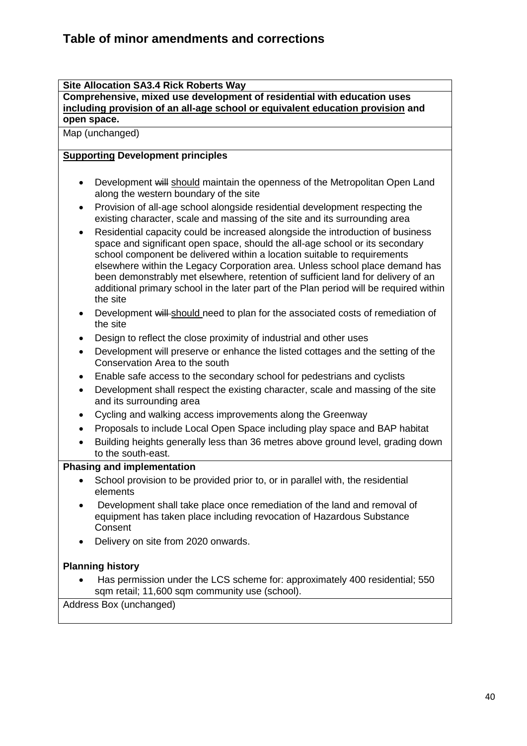# Table of minor amendments and corrections

**Site Allocation SA3.4 Rick Roberts Way**

**Comprehensive, mixed use development of residential with education uses <u>including provision of an all-age school or equivalent education provision</u> and open space.**

Map (unchanged)

**<u>Supporting</u> Development principles**

- Development ~~will~~ <u>should</u> maintain the openness of the Metropolitan Open Land along the western boundary of the site
- Provision of all-age school alongside residential development respecting the existing character, scale and massing of the site and its surrounding area
- Residential capacity could be increased alongside the introduction of business space and significant open space, should the all-age school or its secondary school component be delivered within a location suitable to requirements elsewhere within the Legacy Corporation area. Unless school place demand has been demonstrably met elsewhere, retention of sufficient land for delivery of an additional primary school in the later part of the Plan period will be required within the site
- Development ~~will~~ <u>should</u> need to plan for the associated costs of remediation of the site
- Design to reflect the close proximity of industrial and other uses
- Development will preserve or enhance the listed cottages and the setting of the Conservation Area to the south
- Enable safe access to the secondary school for pedestrians and cyclists
- Development shall respect the existing character, scale and massing of the site and its surrounding area
- Cycling and walking access improvements along the Greenway
- Proposals to include Local Open Space including play space and BAP habitat
- Building heights generally less than 36 metres above ground level, grading down to the south-east.

**Phasing and implementation**

- School provision to be provided prior to, or in parallel with, the residential elements
- Development shall take place once remediation of the land and removal of equipment has taken place including revocation of Hazardous Substance Consent
- Delivery on site from 2020 onwards.

**Planning history**

- Has permission under the LCS scheme for: approximately 400 residential; 550 sqm retail; 11,600 sqm community use (school).

Address Box (unchanged)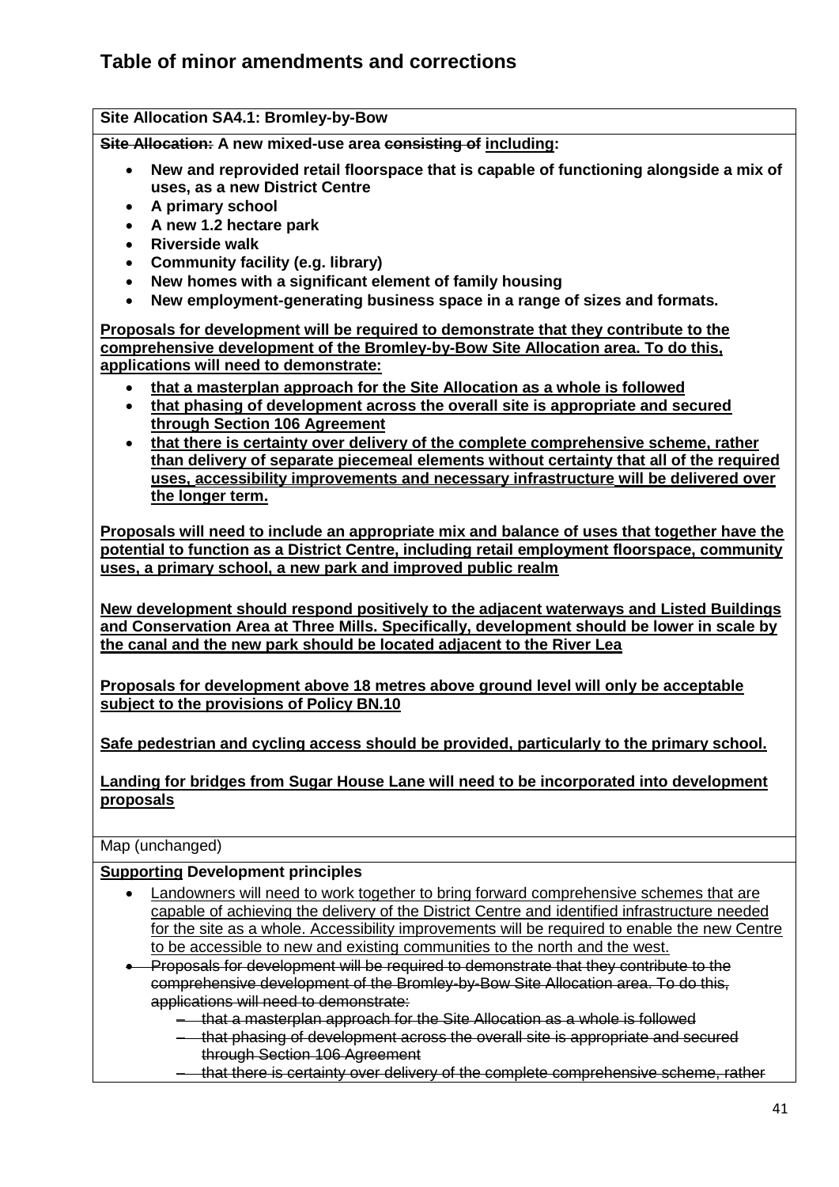# Table of minor amendments and corrections

**Site Allocation SA4.1: Bromley-by-Bow**

**~~Site Allocation:~~ A new mixed-use area ~~consisting of~~ <u>including</u>:**

- **New and reprovided retail floorspace that is capable of functioning alongside a mix of uses, as a new District Centre**
- **A primary school**
- **A new 1.2 hectare park**
- **Riverside walk**
- **Community facility (e.g. library)**
- **New homes with a significant element of family housing**
- **New employment-generating business space in a range of sizes and formats.**

**<u>Proposals for development will be required to demonstrate that they contribute to the comprehensive development of the Bromley-by-Bow Site Allocation area. To do this, applications will need to demonstrate:</u>**

- **<u>that a masterplan approach for the Site Allocation as a whole is followed</u>**
- **<u>that phasing of development across the overall site is appropriate and secured through Section 106 Agreement</u>**
- **<u>that there is certainty over delivery of the complete comprehensive scheme, rather than delivery of separate piecemeal elements without certainty that all of the required uses, accessibility improvements and necessary infrastructure will be delivered over the longer term.</u>**

**<u>Proposals will need to include an appropriate mix and balance of uses that together have the potential to function as a District Centre, including retail employment floorspace, community uses, a primary school, a new park and improved public realm</u>**

**<u>New development should respond positively to the adjacent waterways and Listed Buildings and Conservation Area at Three Mills. Specifically, development should be lower in scale by the canal and the new park should be located adjacent to the River Lea</u>**

**<u>Proposals for development above 18 metres above ground level will only be acceptable subject to the provisions of Policy BN.10</u>**

**<u>Safe pedestrian and cycling access should be provided, particularly to the primary school.</u>**

**<u>Landing for bridges from Sugar House Lane will need to be incorporated into development proposals</u>**

Map (unchanged)

**<u>Supporting</u> Development principles**

- <u>Landowners will need to work together to bring forward comprehensive schemes that are capable of achieving the delivery of the District Centre and identified infrastructure needed for the site as a whole. Accessibility improvements will be required to enable the new Centre to be accessible to new and existing communities to the north and the west.</u>
- ~~Proposals for development will be required to demonstrate that they contribute to the comprehensive development of the Bromley-by-Bow Site Allocation area. To do this, applications will need to demonstrate:~~
  - ~~that a masterplan approach for the Site Allocation as a whole is followed~~
  - ~~that phasing of development across the overall site is appropriate and secured through Section 106 Agreement~~
  - ~~that there is certainty over delivery of the complete comprehensive scheme, rather~~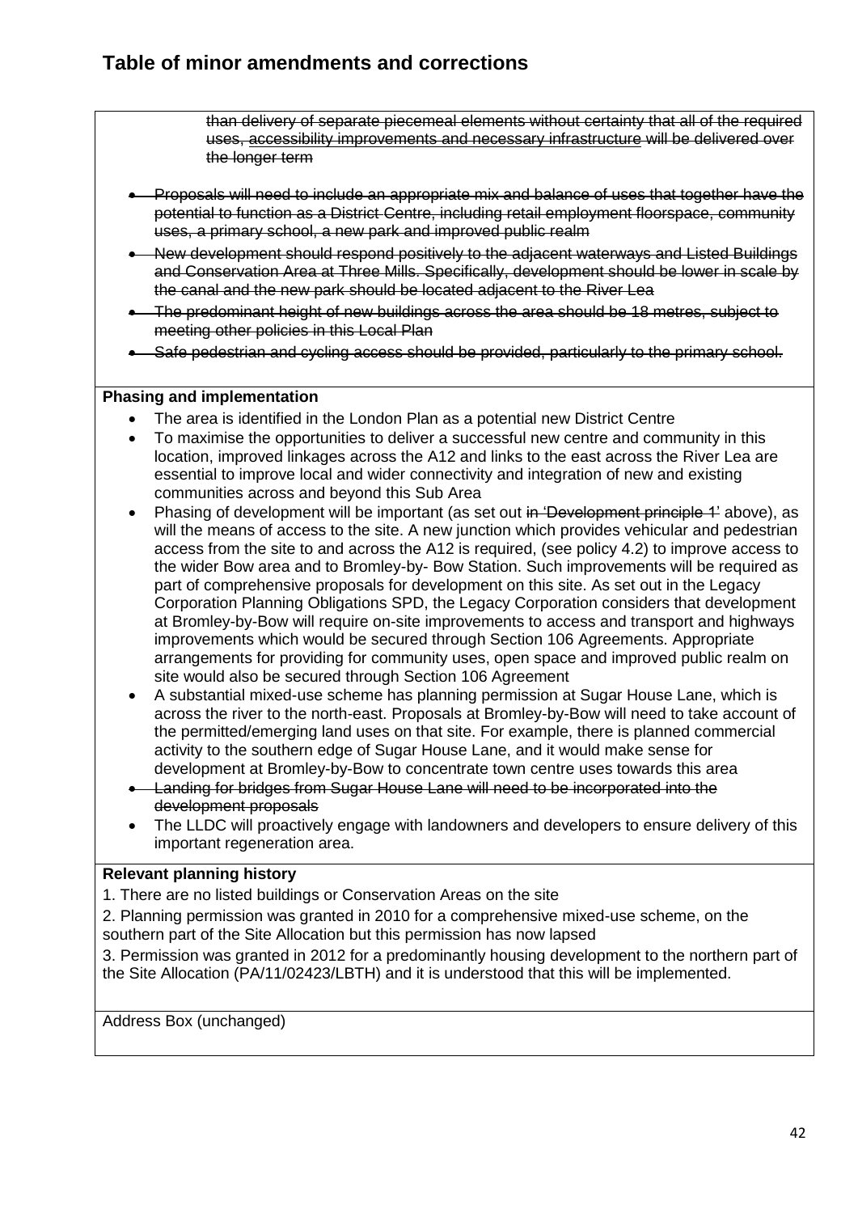# Table of minor amendments and corrections

~~than delivery of separate piecemeal elements without certainty that all of the required uses, accessibility improvements and necessary infrastructure will be delivered over the longer term~~

- ~~Proposals will need to include an appropriate mix and balance of uses that together have the potential to function as a District Centre, including retail employment floorspace, community uses, a primary school, a new park and improved public realm~~
- ~~New development should respond positively to the adjacent waterways and Listed Buildings and Conservation Area at Three Mills. Specifically, development should be lower in scale by the canal and the new park should be located adjacent to the River Lea~~
- ~~The predominant height of new buildings across the area should be 18 metres, subject to meeting other policies in this Local Plan~~
- ~~Safe pedestrian and cycling access should be provided, particularly to the primary school.~~

**Phasing and implementation**

- The area is identified in the London Plan as a potential new District Centre
- To maximise the opportunities to deliver a successful new centre and community in this location, improved linkages across the A12 and links to the east across the River Lea are essential to improve local and wider connectivity and integration of new and existing communities across and beyond this Sub Area
- Phasing of development will be important (as set out ~~in 'Development principle 1'~~ above), as will the means of access to the site. A new junction which provides vehicular and pedestrian access from the site to and across the A12 is required, (see policy 4.2) to improve access to the wider Bow area and to Bromley-by- Bow Station. Such improvements will be required as part of comprehensive proposals for development on this site. As set out in the Legacy Corporation Planning Obligations SPD, the Legacy Corporation considers that development at Bromley-by-Bow will require on-site improvements to access and transport and highways improvements which would be secured through Section 106 Agreements. Appropriate arrangements for providing for community uses, open space and improved public realm on site would also be secured through Section 106 Agreement
- A substantial mixed-use scheme has planning permission at Sugar House Lane, which is across the river to the north-east. Proposals at Bromley-by-Bow will need to take account of the permitted/emerging land uses on that site. For example, there is planned commercial activity to the southern edge of Sugar House Lane, and it would make sense for development at Bromley-by-Bow to concentrate town centre uses towards this area
- ~~Landing for bridges from Sugar House Lane will need to be incorporated into the development proposals~~
- The LLDC will proactively engage with landowners and developers to ensure delivery of this important regeneration area.

**Relevant planning history**

1. There are no listed buildings or Conservation Areas on the site
2. Planning permission was granted in 2010 for a comprehensive mixed-use scheme, on the southern part of the Site Allocation but this permission has now lapsed
3. Permission was granted in 2012 for a predominantly housing development to the northern part of the Site Allocation (PA/11/02423/LBTH) and it is understood that this will be implemented.

Address Box (unchanged)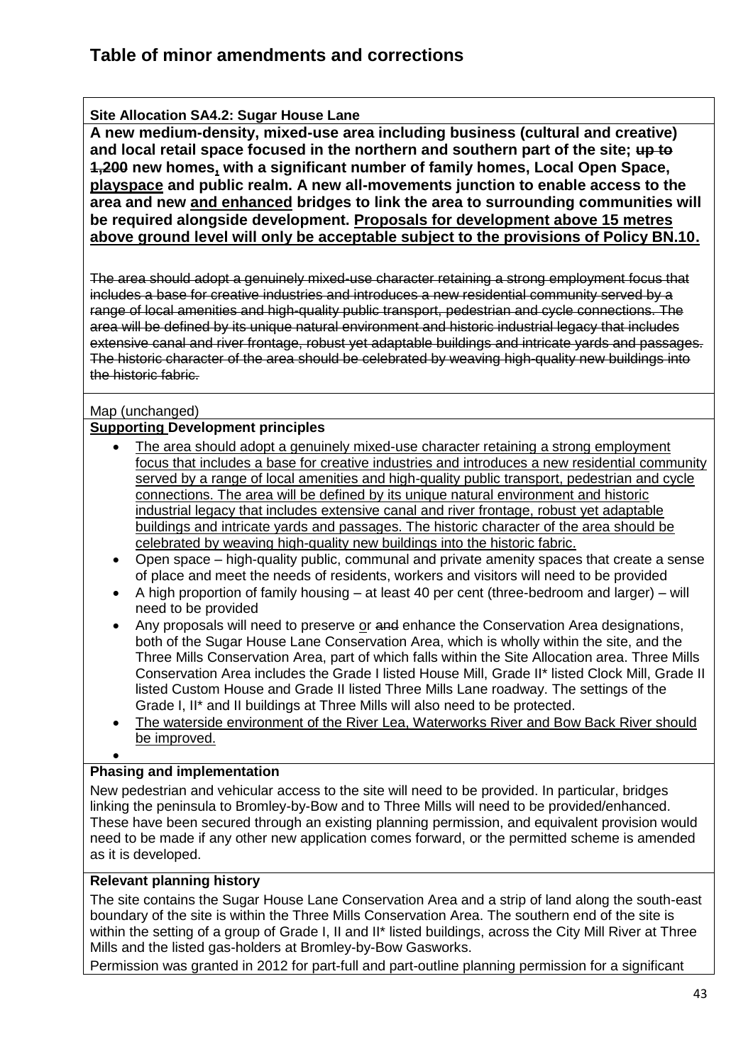## Table of minor amendments and corrections

**Site Allocation SA4.2: Sugar House Lane**

**A new medium-density, mixed-use area including business (cultural and creative) and local retail space focused in the northern and southern part of the site; ~~up to 1,200~~ new homes<u>,</u> with a significant number of family homes, Local Open Space, <u>playspace</u> and public realm. A new all-movements junction to enable access to the area and new <u>and enhanced</u> bridges to link the area to surrounding communities will be required alongside development. <u>Proposals for development above 15 metres above ground level will only be acceptable subject to the provisions of Policy BN.10.</u>**

~~The area should adopt a genuinely mixed-use character retaining a strong employment focus that includes a base for creative industries and introduces a new residential community served by a range of local amenities and high-quality public transport, pedestrian and cycle connections. The area will be defined by its unique natural environment and historic industrial legacy that includes extensive canal and river frontage, robust yet adaptable buildings and intricate yards and passages. The historic character of the area should be celebrated by weaving high-quality new buildings into the historic fabric.~~

Map (unchanged)

**<u>Supporting</u> Development principles**

- <u>The area should adopt a genuinely mixed-use character retaining a strong employment focus that includes a base for creative industries and introduces a new residential community served by a range of local amenities and high-quality public transport, pedestrian and cycle connections. The area will be defined by its unique natural environment and historic industrial legacy that includes extensive canal and river frontage, robust yet adaptable buildings and intricate yards and passages. The historic character of the area should be celebrated by weaving high-quality new buildings into the historic fabric.</u>
- Open space – high-quality public, communal and private amenity spaces that create a sense of place and meet the needs of residents, workers and visitors will need to be provided
- A high proportion of family housing – at least 40 per cent (three-bedroom and larger) – will need to be provided
- Any proposals will need to preserve <u>or</u> ~~and~~ enhance the Conservation Area designations, both of the Sugar House Lane Conservation Area, which is wholly within the site, and the Three Mills Conservation Area, part of which falls within the Site Allocation area. Three Mills Conservation Area includes the Grade I listed House Mill, Grade II* listed Clock Mill, Grade II listed Custom House and Grade II listed Three Mills Lane roadway. The settings of the Grade I, II* and II buildings at Three Mills will also need to be protected.
- <u>The waterside environment of the River Lea, Waterworks River and Bow Back River should be improved.</u>

**Phasing and implementation**

New pedestrian and vehicular access to the site will need to be provided. In particular, bridges linking the peninsula to Bromley-by-Bow and to Three Mills will need to be provided/enhanced. These have been secured through an existing planning permission, and equivalent provision would need to be made if any other new application comes forward, or the permitted scheme is amended as it is developed.

**Relevant planning history**

The site contains the Sugar House Lane Conservation Area and a strip of land along the south-east boundary of the site is within the Three Mills Conservation Area. The southern end of the site is within the setting of a group of Grade I, II and II* listed buildings, across the City Mill River at Three Mills and the listed gas-holders at Bromley-by-Bow Gasworks.

Permission was granted in 2012 for part-full and part-outline planning permission for a significant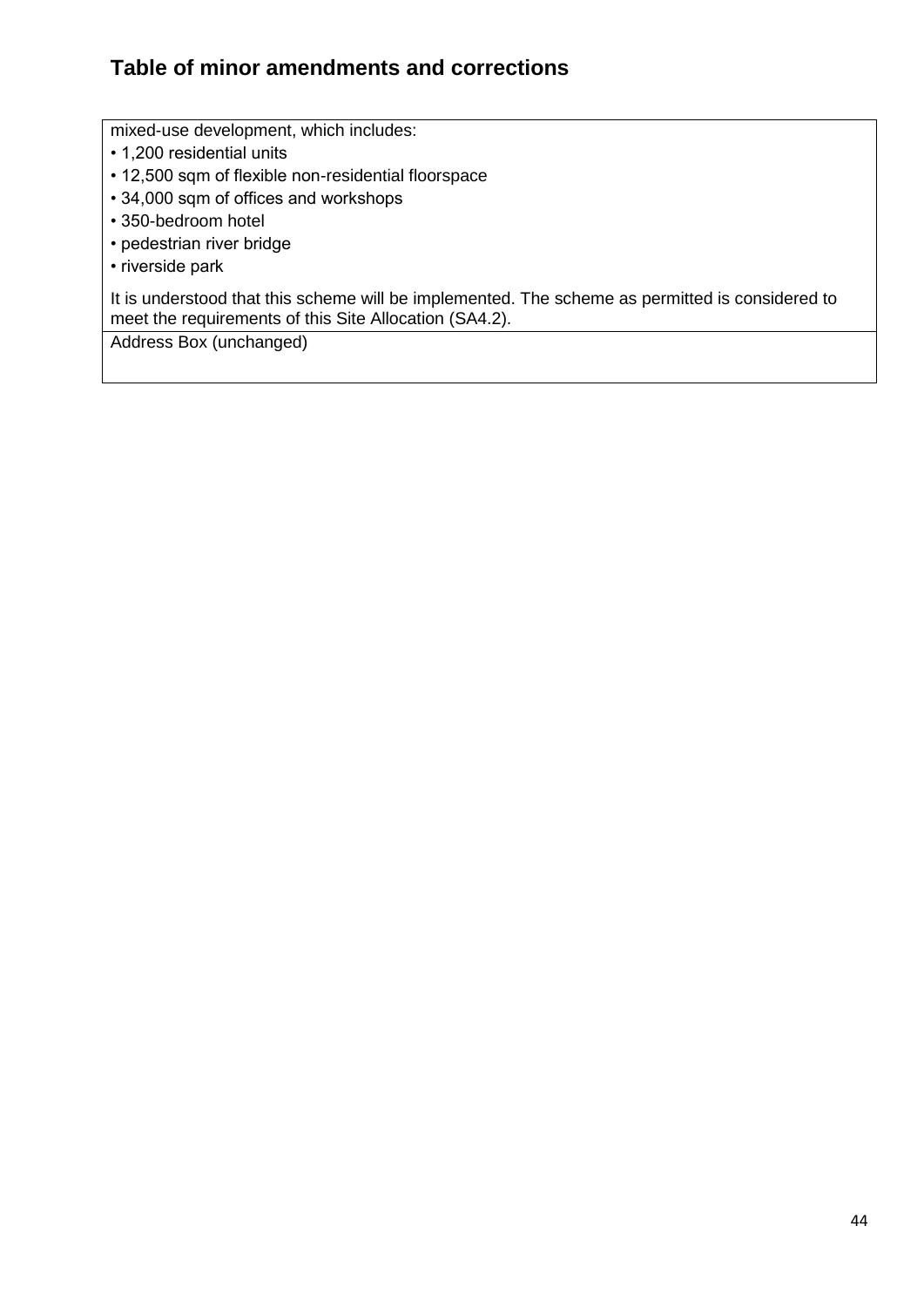## Table of minor amendments and corrections

| mixed-use development, which includes:<br>• 1,200 residential units<br>• 12,500 sqm of flexible non-residential floorspace<br>• 34,000 sqm of offices and workshops<br>• 350-bedroom hotel<br>• pedestrian river bridge<br>• riverside park<br><br>It is understood that this scheme will be implemented. The scheme as permitted is considered to meet the requirements of this Site Allocation (SA4.2). |
|---|
| Address Box (unchanged) |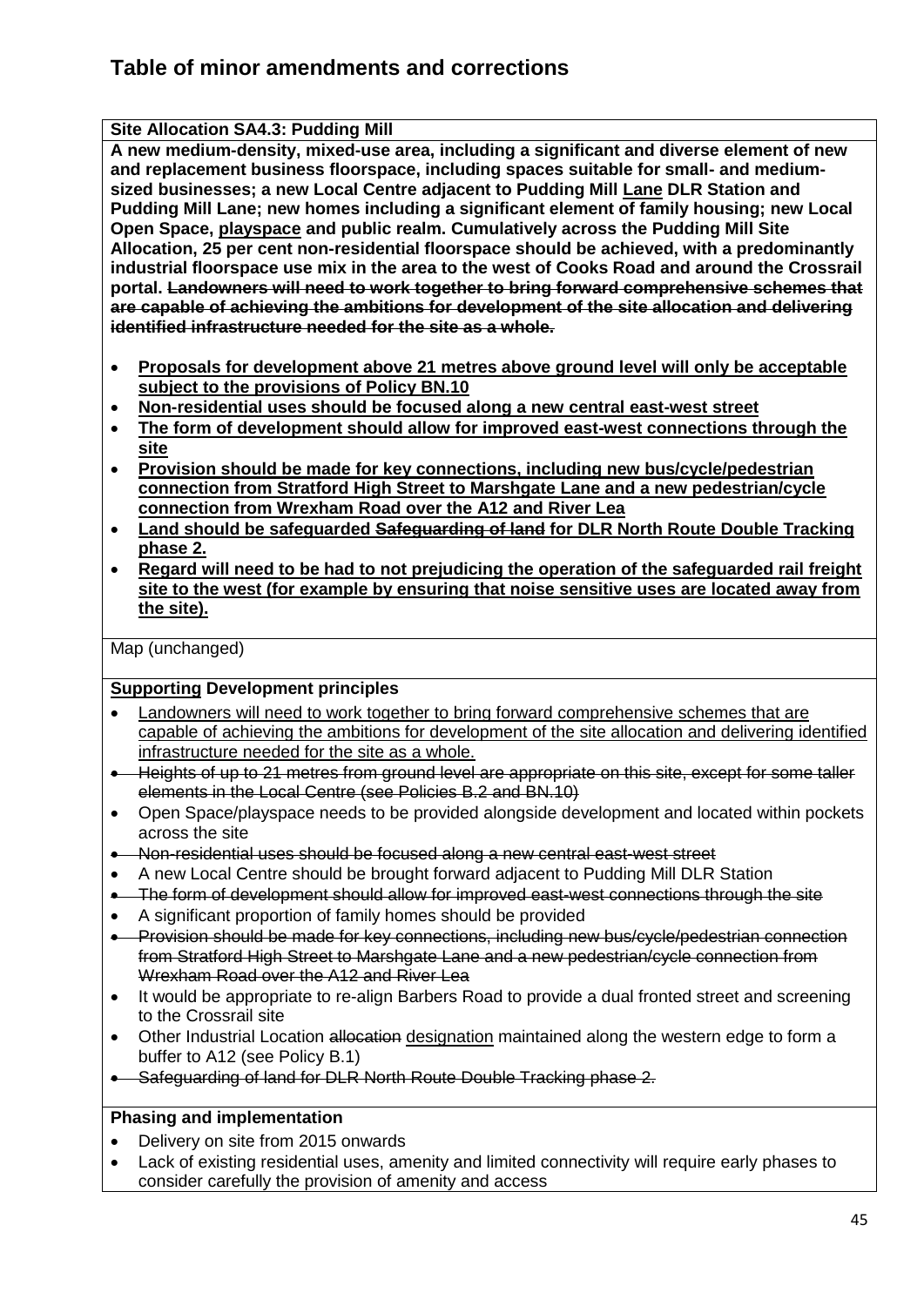## Table of minor amendments and corrections

**Site Allocation SA4.3: Pudding Mill**

**A new medium-density, mixed-use area, including a significant and diverse element of new and replacement business floorspace, including spaces suitable for small- and medium-sized businesses; a new Local Centre adjacent to Pudding Mill <u>Lane</u> DLR Station and Pudding Mill Lane; new homes including a significant element of family housing; new Local Open Space, <u>playspace</u> and public realm. Cumulatively across the Pudding Mill Site Allocation, 25 per cent non-residential floorspace should be achieved, with a predominantly industrial floorspace use mix in the area to the west of Cooks Road and around the Crossrail portal. ~~Landowners will need to work together to bring forward comprehensive schemes that are capable of achieving the ambitions for development of the site allocation and delivering identified infrastructure needed for the site as a whole.~~**

- **<u>Proposals for development above 21 metres above ground level will only be acceptable subject to the provisions of Policy BN.10</u>**
- **<u>Non-residential uses should be focused along a new central east-west street</u>**
- **<u>The form of development should allow for improved east-west connections through the site</u>**
- **<u>Provision should be made for key connections, including new bus/cycle/pedestrian connection from Stratford High Street to Marshgate Lane and a new pedestrian/cycle connection from Wrexham Road over the A12 and River Lea</u>**
- **<u>Land should be safeguarded</u> ~~Safeguarding of land~~ <u>for DLR North Route Double Tracking phase 2.</u>**
- **<u>Regard will need to be had to not prejudicing the operation of the safeguarded rail freight site to the west (for example by ensuring that noise sensitive uses are located away from the site).</u>**

Map (unchanged)

**<u>Supporting</u> Development principles**

- <u>Landowners will need to work together to bring forward comprehensive schemes that are capable of achieving the ambitions for development of the site allocation and delivering identified infrastructure needed for the site as a whole.</u>
- ~~Heights of up to 21 metres from ground level are appropriate on this site, except for some taller elements in the Local Centre (see Policies B.2 and BN.10)~~
- Open Space/playspace needs to be provided alongside development and located within pockets across the site
- ~~Non-residential uses should be focused along a new central east-west street~~
- A new Local Centre should be brought forward adjacent to Pudding Mill DLR Station
- ~~The form of development should allow for improved east-west connections through the site~~
- A significant proportion of family homes should be provided
- ~~Provision should be made for key connections, including new bus/cycle/pedestrian connection from Stratford High Street to Marshgate Lane and a new pedestrian/cycle connection from Wrexham Road over the A12 and River Lea~~
- It would be appropriate to re-align Barbers Road to provide a dual fronted street and screening to the Crossrail site
- Other Industrial Location ~~allocation~~ <u>designation</u> maintained along the western edge to form a buffer to A12 (see Policy B.1)
- ~~Safeguarding of land for DLR North Route Double Tracking phase 2.~~

**Phasing and implementation**

- Delivery on site from 2015 onwards
- Lack of existing residential uses, amenity and limited connectivity will require early phases to consider carefully the provision of amenity and access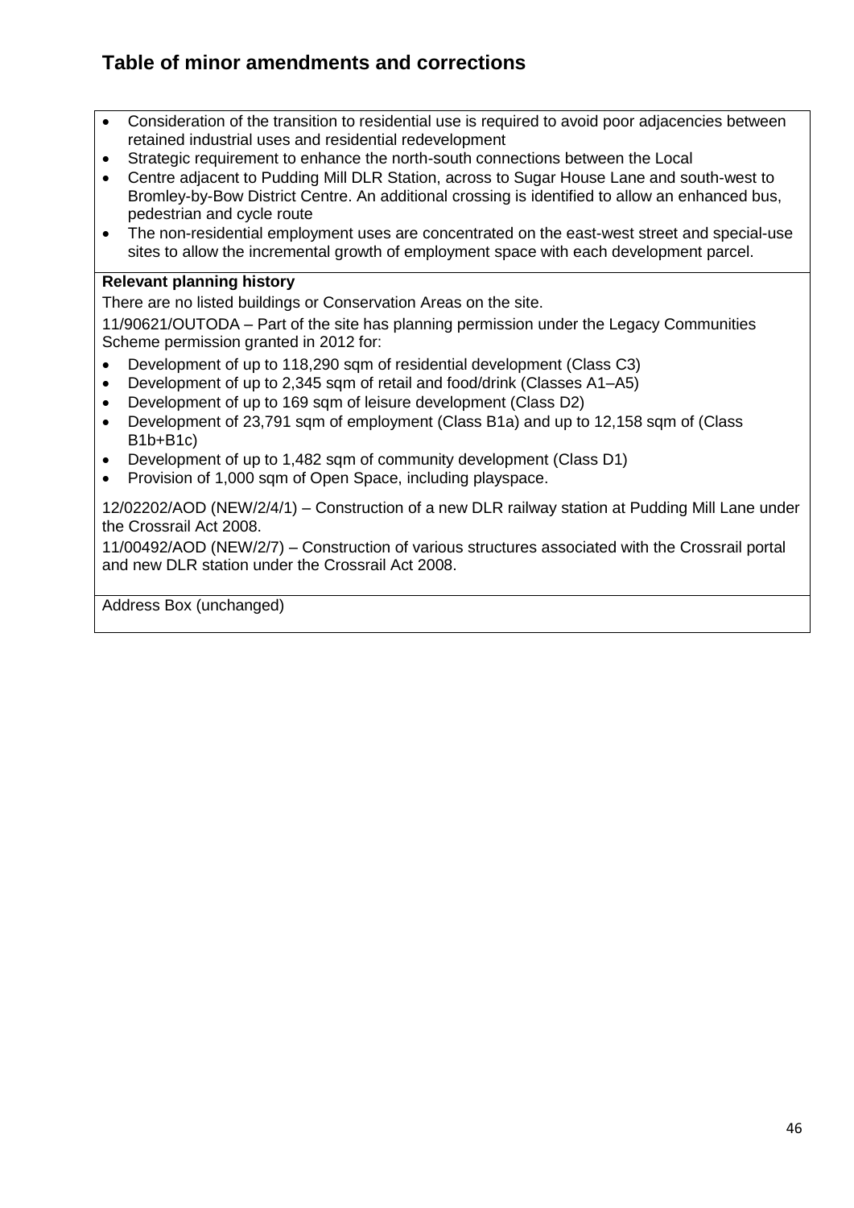# Table of minor amendments and corrections

- Consideration of the transition to residential use is required to avoid poor adjacencies between retained industrial uses and residential redevelopment
- Strategic requirement to enhance the north-south connections between the Local
- Centre adjacent to Pudding Mill DLR Station, across to Sugar House Lane and south-west to Bromley-by-Bow District Centre. An additional crossing is identified to allow an enhanced bus, pedestrian and cycle route
- The non-residential employment uses are concentrated on the east-west street and special-use sites to allow the incremental growth of employment space with each development parcel.

**Relevant planning history**

There are no listed buildings or Conservation Areas on the site.

11/90621/OUTODA – Part of the site has planning permission under the Legacy Communities Scheme permission granted in 2012 for:

- Development of up to 118,290 sqm of residential development (Class C3)
- Development of up to 2,345 sqm of retail and food/drink (Classes A1–A5)
- Development of up to 169 sqm of leisure development (Class D2)
- Development of 23,791 sqm of employment (Class B1a) and up to 12,158 sqm of (Class B1b+B1c)
- Development of up to 1,482 sqm of community development (Class D1)
- Provision of 1,000 sqm of Open Space, including playspace.

12/02202/AOD (NEW/2/4/1) – Construction of a new DLR railway station at Pudding Mill Lane under the Crossrail Act 2008.

11/00492/AOD (NEW/2/7) – Construction of various structures associated with the Crossrail portal and new DLR station under the Crossrail Act 2008.

Address Box (unchanged)